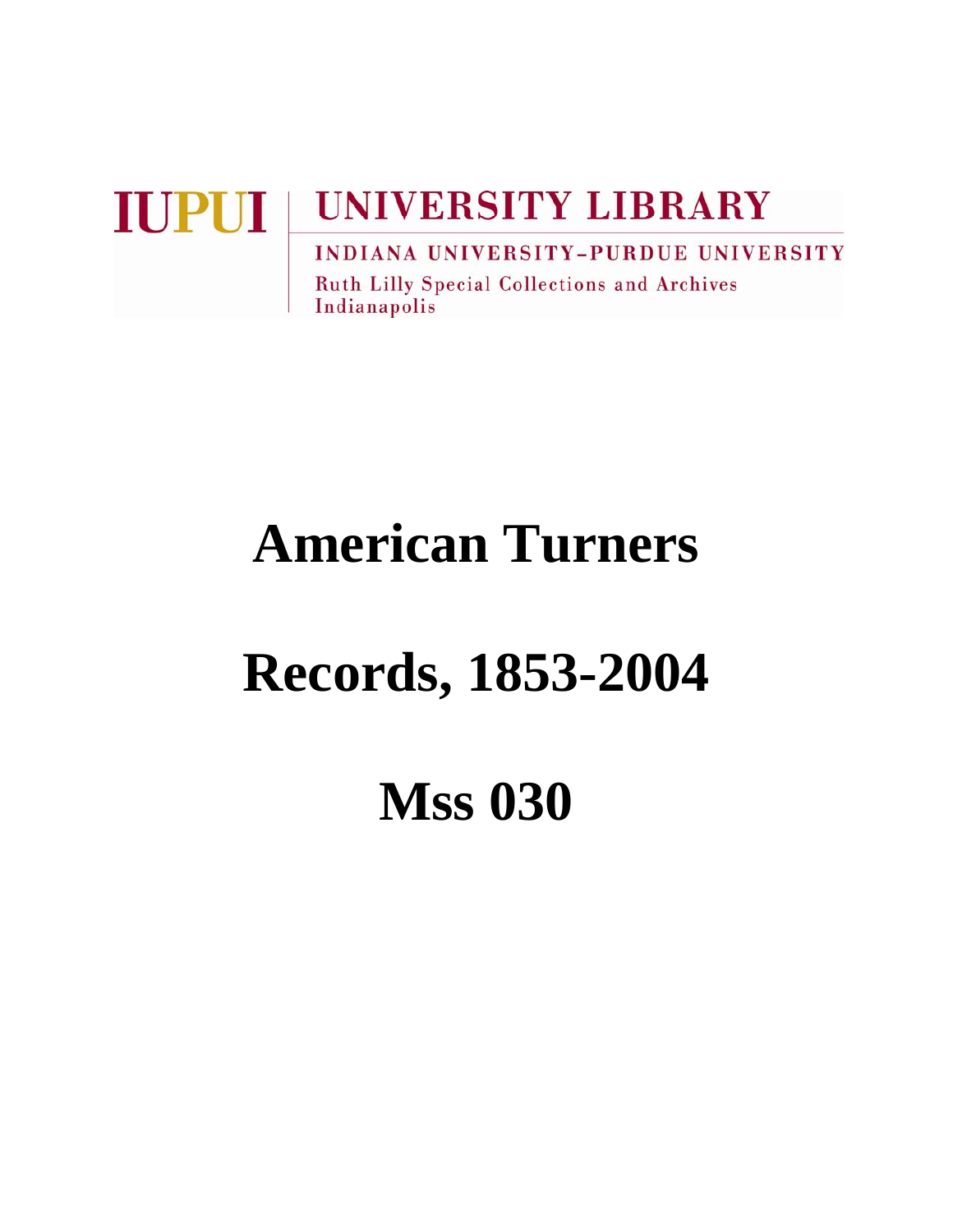IUPUI | UNIVERSITY LIBRARY

INDIANA UNIVERSITY–PURDUE UNIVERSITY

Ruth Lilly Special Collections and Archives

Indianapolis

# American Turners

# Records, 1853-2004

# Mss 030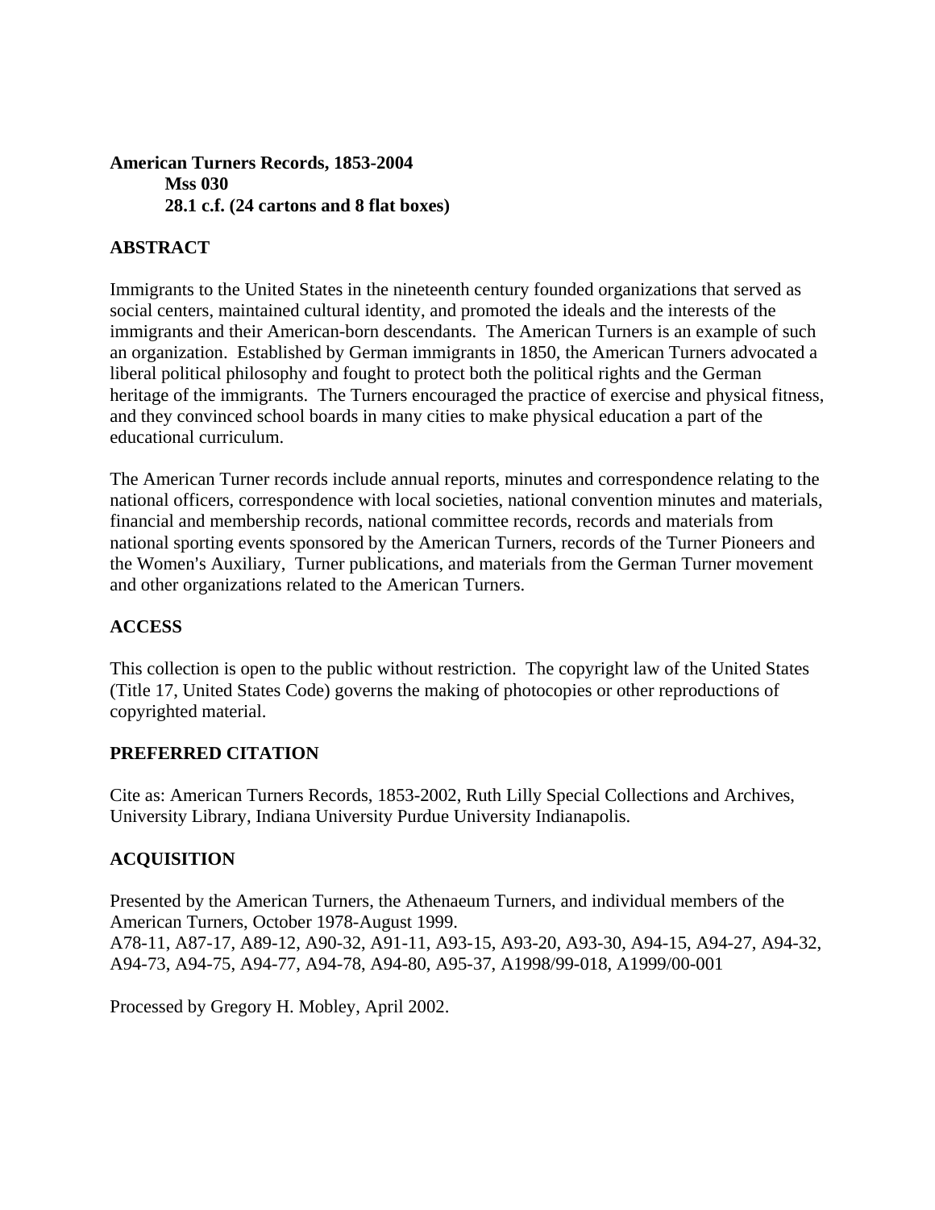**American Turners Records, 1853-2004**
**Mss 030**
**28.1 c.f. (24 cartons and 8 flat boxes)**

**ABSTRACT**

Immigrants to the United States in the nineteenth century founded organizations that served as social centers, maintained cultural identity, and promoted the ideals and the interests of the immigrants and their American-born descendants. The American Turners is an example of such an organization. Established by German immigrants in 1850, the American Turners advocated a liberal political philosophy and fought to protect both the political rights and the German heritage of the immigrants. The Turners encouraged the practice of exercise and physical fitness, and they convinced school boards in many cities to make physical education a part of the educational curriculum.

The American Turner records include annual reports, minutes and correspondence relating to the national officers, correspondence with local societies, national convention minutes and materials, financial and membership records, national committee records, records and materials from national sporting events sponsored by the American Turners, records of the Turner Pioneers and the Women's Auxiliary, Turner publications, and materials from the German Turner movement and other organizations related to the American Turners.

**ACCESS**

This collection is open to the public without restriction. The copyright law of the United States (Title 17, United States Code) governs the making of photocopies or other reproductions of copyrighted material.

**PREFERRED CITATION**

Cite as: American Turners Records, 1853-2002, Ruth Lilly Special Collections and Archives, University Library, Indiana University Purdue University Indianapolis.

**ACQUISITION**

Presented by the American Turners, the Athenaeum Turners, and individual members of the American Turners, October 1978-August 1999.
A78-11, A87-17, A89-12, A90-32, A91-11, A93-15, A93-20, A93-30, A94-15, A94-27, A94-32, A94-73, A94-75, A94-77, A94-78, A94-80, A95-37, A1998/99-018, A1999/00-001

Processed by Gregory H. Mobley, April 2002.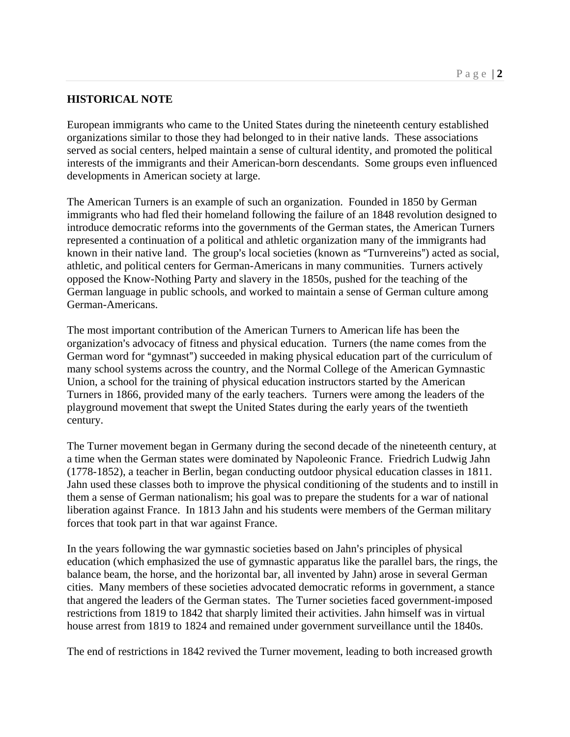## HISTORICAL NOTE

European immigrants who came to the United States during the nineteenth century established organizations similar to those they had belonged to in their native lands. These associations served as social centers, helped maintain a sense of cultural identity, and promoted the political interests of the immigrants and their American-born descendants. Some groups even influenced developments in American society at large.

The American Turners is an example of such an organization. Founded in 1850 by German immigrants who had fled their homeland following the failure of an 1848 revolution designed to introduce democratic reforms into the governments of the German states, the American Turners represented a continuation of a political and athletic organization many of the immigrants had known in their native land. The group's local societies (known as "Turnvereins") acted as social, athletic, and political centers for German-Americans in many communities. Turners actively opposed the Know-Nothing Party and slavery in the 1850s, pushed for the teaching of the German language in public schools, and worked to maintain a sense of German culture among German-Americans.

The most important contribution of the American Turners to American life has been the organization's advocacy of fitness and physical education. Turners (the name comes from the German word for "gymnast") succeeded in making physical education part of the curriculum of many school systems across the country, and the Normal College of the American Gymnastic Union, a school for the training of physical education instructors started by the American Turners in 1866, provided many of the early teachers. Turners were among the leaders of the playground movement that swept the United States during the early years of the twentieth century.

The Turner movement began in Germany during the second decade of the nineteenth century, at a time when the German states were dominated by Napoleonic France. Friedrich Ludwig Jahn (1778-1852), a teacher in Berlin, began conducting outdoor physical education classes in 1811. Jahn used these classes both to improve the physical conditioning of the students and to instill in them a sense of German nationalism; his goal was to prepare the students for a war of national liberation against France. In 1813 Jahn and his students were members of the German military forces that took part in that war against France.

In the years following the war gymnastic societies based on Jahn's principles of physical education (which emphasized the use of gymnastic apparatus like the parallel bars, the rings, the balance beam, the horse, and the horizontal bar, all invented by Jahn) arose in several German cities. Many members of these societies advocated democratic reforms in government, a stance that angered the leaders of the German states. The Turner societies faced government-imposed restrictions from 1819 to 1842 that sharply limited their activities. Jahn himself was in virtual house arrest from 1819 to 1824 and remained under government surveillance until the 1840s.

The end of restrictions in 1842 revived the Turner movement, leading to both increased growth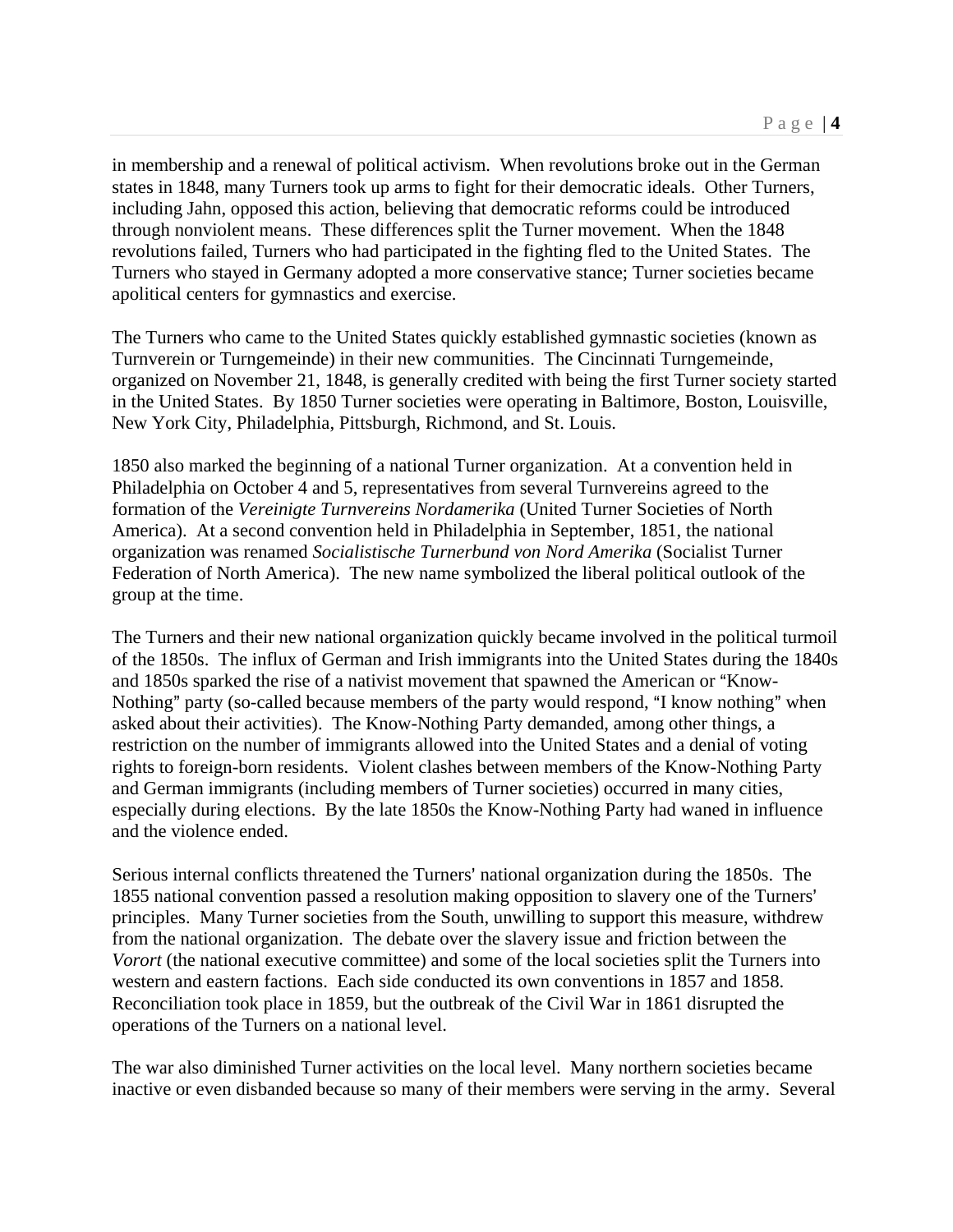in membership and a renewal of political activism. When revolutions broke out in the German states in 1848, many Turners took up arms to fight for their democratic ideals. Other Turners, including Jahn, opposed this action, believing that democratic reforms could be introduced through nonviolent means. These differences split the Turner movement. When the 1848 revolutions failed, Turners who had participated in the fighting fled to the United States. The Turners who stayed in Germany adopted a more conservative stance; Turner societies became apolitical centers for gymnastics and exercise.

The Turners who came to the United States quickly established gymnastic societies (known as Turnverein or Turngemeinde) in their new communities. The Cincinnati Turngemeinde, organized on November 21, 1848, is generally credited with being the first Turner society started in the United States. By 1850 Turner societies were operating in Baltimore, Boston, Louisville, New York City, Philadelphia, Pittsburgh, Richmond, and St. Louis.

1850 also marked the beginning of a national Turner organization. At a convention held in Philadelphia on October 4 and 5, representatives from several Turnvereins agreed to the formation of the *Vereinigte Turnvereins Nordamerika* (United Turner Societies of North America). At a second convention held in Philadelphia in September, 1851, the national organization was renamed *Socialistische Turnerbund von Nord Amerika* (Socialist Turner Federation of North America). The new name symbolized the liberal political outlook of the group at the time.

The Turners and their new national organization quickly became involved in the political turmoil of the 1850s. The influx of German and Irish immigrants into the United States during the 1840s and 1850s sparked the rise of a nativist movement that spawned the American or "Know-Nothing" party (so-called because members of the party would respond, "I know nothing" when asked about their activities). The Know-Nothing Party demanded, among other things, a restriction on the number of immigrants allowed into the United States and a denial of voting rights to foreign-born residents. Violent clashes between members of the Know-Nothing Party and German immigrants (including members of Turner societies) occurred in many cities, especially during elections. By the late 1850s the Know-Nothing Party had waned in influence and the violence ended.

Serious internal conflicts threatened the Turners' national organization during the 1850s. The 1855 national convention passed a resolution making opposition to slavery one of the Turners' principles. Many Turner societies from the South, unwilling to support this measure, withdrew from the national organization. The debate over the slavery issue and friction between the *Vorort* (the national executive committee) and some of the local societies split the Turners into western and eastern factions. Each side conducted its own conventions in 1857 and 1858. Reconciliation took place in 1859, but the outbreak of the Civil War in 1861 disrupted the operations of the Turners on a national level.

The war also diminished Turner activities on the local level. Many northern societies became inactive or even disbanded because so many of their members were serving in the army. Several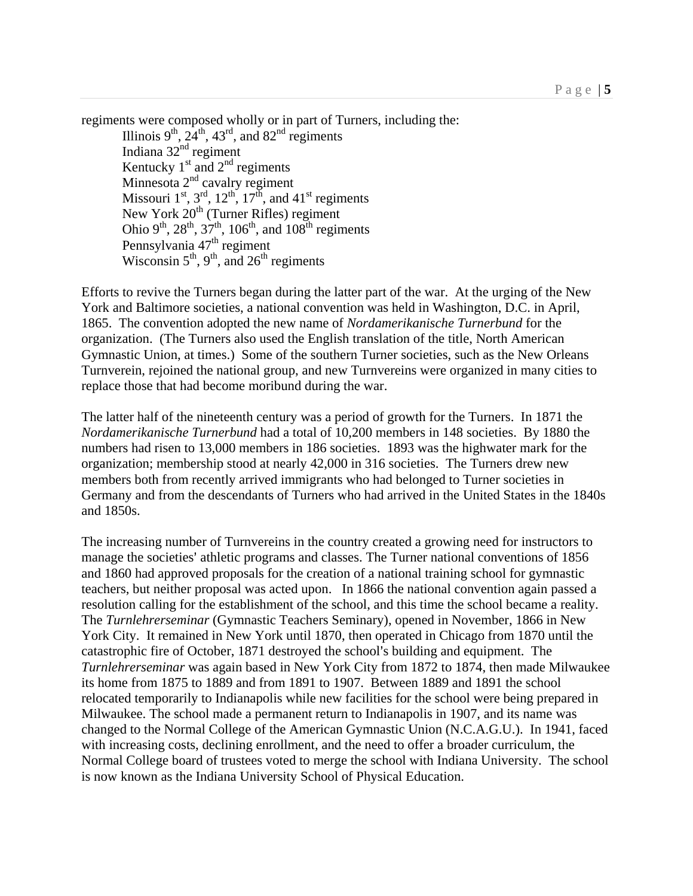regiments were composed wholly or in part of Turners, including the:

Illinois 9th, 24th, 43rd, and 82nd regiments
Indiana 32nd regiment
Kentucky 1st and 2nd regiments
Minnesota 2nd cavalry regiment
Missouri 1st, 3rd, 12th, 17th, and 41st regiments
New York 20th (Turner Rifles) regiment
Ohio 9th, 28th, 37th, 106th, and 108th regiments
Pennsylvania 47th regiment
Wisconsin 5th, 9th, and 26th regiments

Efforts to revive the Turners began during the latter part of the war. At the urging of the New York and Baltimore societies, a national convention was held in Washington, D.C. in April, 1865. The convention adopted the new name of *Nordamerikanische Turnerbund* for the organization. (The Turners also used the English translation of the title, North American Gymnastic Union, at times.) Some of the southern Turner societies, such as the New Orleans Turnverein, rejoined the national group, and new Turnvereins were organized in many cities to replace those that had become moribund during the war.

The latter half of the nineteenth century was a period of growth for the Turners. In 1871 the *Nordamerikanische Turnerbund* had a total of 10,200 members in 148 societies. By 1880 the numbers had risen to 13,000 members in 186 societies. 1893 was the highwater mark for the organization; membership stood at nearly 42,000 in 316 societies. The Turners drew new members both from recently arrived immigrants who had belonged to Turner societies in Germany and from the descendants of Turners who had arrived in the United States in the 1840s and 1850s.

The increasing number of Turnvereins in the country created a growing need for instructors to manage the societies' athletic programs and classes. The Turner national conventions of 1856 and 1860 had approved proposals for the creation of a national training school for gymnastic teachers, but neither proposal was acted upon. In 1866 the national convention again passed a resolution calling for the establishment of the school, and this time the school became a reality. The *Turnlehrerseminar* (Gymnastic Teachers Seminary), opened in November, 1866 in New York City. It remained in New York until 1870, then operated in Chicago from 1870 until the catastrophic fire of October, 1871 destroyed the school's building and equipment. The *Turnlehrerseminar* was again based in New York City from 1872 to 1874, then made Milwaukee its home from 1875 to 1889 and from 1891 to 1907. Between 1889 and 1891 the school relocated temporarily to Indianapolis while new facilities for the school were being prepared in Milwaukee. The school made a permanent return to Indianapolis in 1907, and its name was changed to the Normal College of the American Gymnastic Union (N.C.A.G.U.). In 1941, faced with increasing costs, declining enrollment, and the need to offer a broader curriculum, the Normal College board of trustees voted to merge the school with Indiana University. The school is now known as the Indiana University School of Physical Education.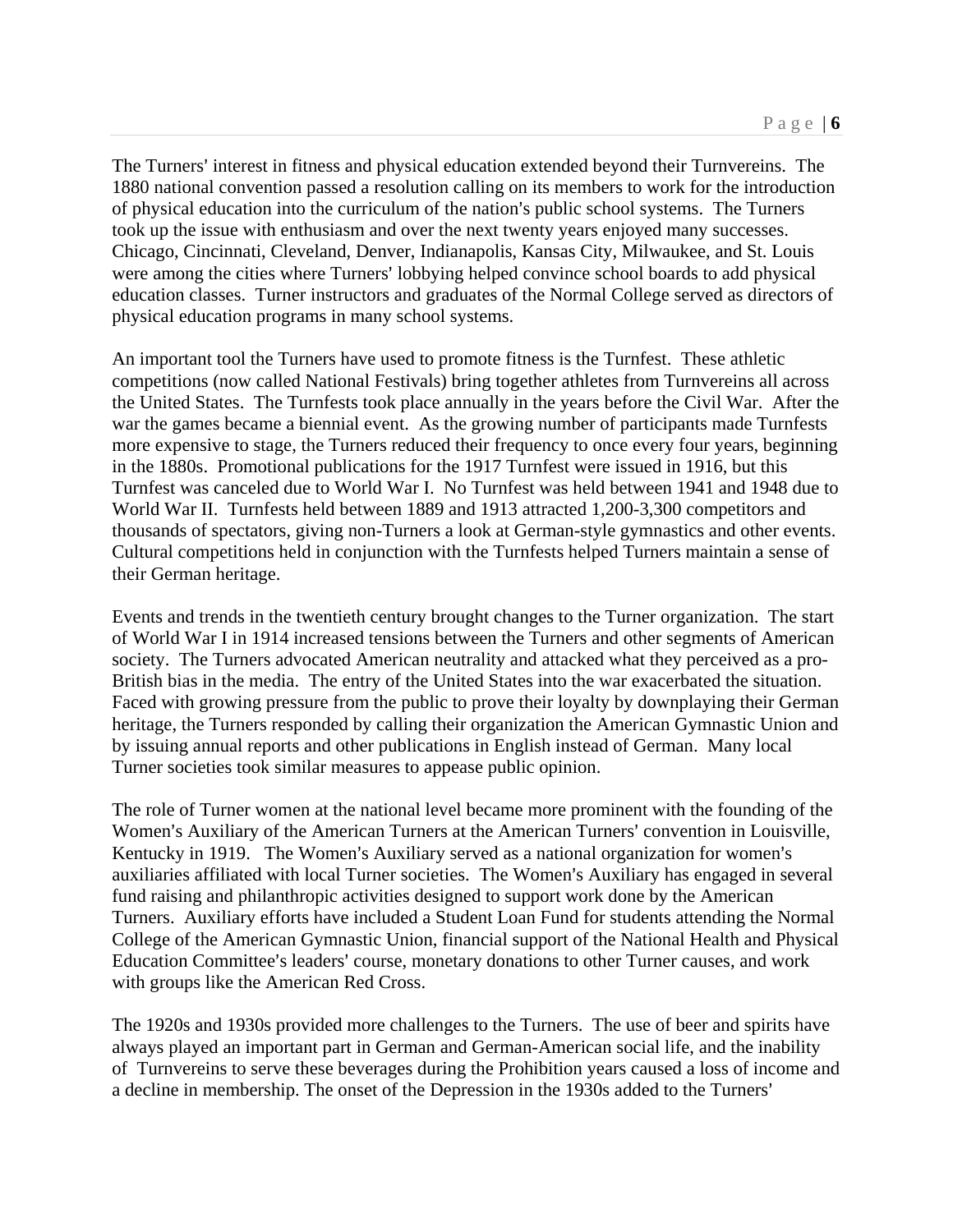The Turners' interest in fitness and physical education extended beyond their Turnvereins. The 1880 national convention passed a resolution calling on its members to work for the introduction of physical education into the curriculum of the nation's public school systems. The Turners took up the issue with enthusiasm and over the next twenty years enjoyed many successes. Chicago, Cincinnati, Cleveland, Denver, Indianapolis, Kansas City, Milwaukee, and St. Louis were among the cities where Turners' lobbying helped convince school boards to add physical education classes. Turner instructors and graduates of the Normal College served as directors of physical education programs in many school systems.

An important tool the Turners have used to promote fitness is the Turnfest. These athletic competitions (now called National Festivals) bring together athletes from Turnvereins all across the United States. The Turnfests took place annually in the years before the Civil War. After the war the games became a biennial event. As the growing number of participants made Turnfests more expensive to stage, the Turners reduced their frequency to once every four years, beginning in the 1880s. Promotional publications for the 1917 Turnfest were issued in 1916, but this Turnfest was canceled due to World War I. No Turnfest was held between 1941 and 1948 due to World War II. Turnfests held between 1889 and 1913 attracted 1,200-3,300 competitors and thousands of spectators, giving non-Turners a look at German-style gymnastics and other events. Cultural competitions held in conjunction with the Turnfests helped Turners maintain a sense of their German heritage.

Events and trends in the twentieth century brought changes to the Turner organization. The start of World War I in 1914 increased tensions between the Turners and other segments of American society. The Turners advocated American neutrality and attacked what they perceived as a pro-British bias in the media. The entry of the United States into the war exacerbated the situation. Faced with growing pressure from the public to prove their loyalty by downplaying their German heritage, the Turners responded by calling their organization the American Gymnastic Union and by issuing annual reports and other publications in English instead of German. Many local Turner societies took similar measures to appease public opinion.

The role of Turner women at the national level became more prominent with the founding of the Women's Auxiliary of the American Turners at the American Turners' convention in Louisville, Kentucky in 1919. The Women's Auxiliary served as a national organization for women's auxiliaries affiliated with local Turner societies. The Women's Auxiliary has engaged in several fund raising and philanthropic activities designed to support work done by the American Turners. Auxiliary efforts have included a Student Loan Fund for students attending the Normal College of the American Gymnastic Union, financial support of the National Health and Physical Education Committee's leaders' course, monetary donations to other Turner causes, and work with groups like the American Red Cross.

The 1920s and 1930s provided more challenges to the Turners. The use of beer and spirits have always played an important part in German and German-American social life, and the inability of Turnvereins to serve these beverages during the Prohibition years caused a loss of income and a decline in membership. The onset of the Depression in the 1930s added to the Turners'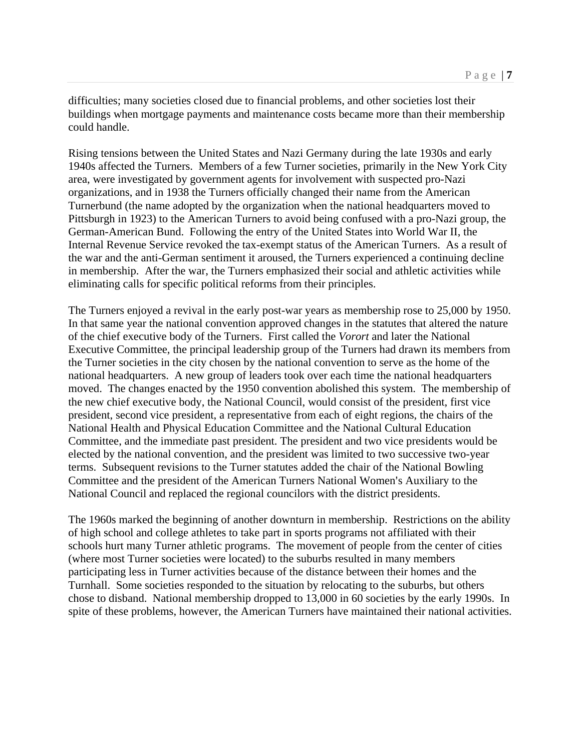difficulties; many societies closed due to financial problems, and other societies lost their buildings when mortgage payments and maintenance costs became more than their membership could handle.

Rising tensions between the United States and Nazi Germany during the late 1930s and early 1940s affected the Turners. Members of a few Turner societies, primarily in the New York City area, were investigated by government agents for involvement with suspected pro-Nazi organizations, and in 1938 the Turners officially changed their name from the American Turnerbund (the name adopted by the organization when the national headquarters moved to Pittsburgh in 1923) to the American Turners to avoid being confused with a pro-Nazi group, the German-American Bund. Following the entry of the United States into World War II, the Internal Revenue Service revoked the tax-exempt status of the American Turners. As a result of the war and the anti-German sentiment it aroused, the Turners experienced a continuing decline in membership. After the war, the Turners emphasized their social and athletic activities while eliminating calls for specific political reforms from their principles.

The Turners enjoyed a revival in the early post-war years as membership rose to 25,000 by 1950. In that same year the national convention approved changes in the statutes that altered the nature of the chief executive body of the Turners. First called the *Vorort* and later the National Executive Committee, the principal leadership group of the Turners had drawn its members from the Turner societies in the city chosen by the national convention to serve as the home of the national headquarters. A new group of leaders took over each time the national headquarters moved. The changes enacted by the 1950 convention abolished this system. The membership of the new chief executive body, the National Council, would consist of the president, first vice president, second vice president, a representative from each of eight regions, the chairs of the National Health and Physical Education Committee and the National Cultural Education Committee, and the immediate past president. The president and two vice presidents would be elected by the national convention, and the president was limited to two successive two-year terms. Subsequent revisions to the Turner statutes added the chair of the National Bowling Committee and the president of the American Turners National Women's Auxiliary to the National Council and replaced the regional councilors with the district presidents.

The 1960s marked the beginning of another downturn in membership. Restrictions on the ability of high school and college athletes to take part in sports programs not affiliated with their schools hurt many Turner athletic programs. The movement of people from the center of cities (where most Turner societies were located) to the suburbs resulted in many members participating less in Turner activities because of the distance between their homes and the Turnhall. Some societies responded to the situation by relocating to the suburbs, but others chose to disband. National membership dropped to 13,000 in 60 societies by the early 1990s. In spite of these problems, however, the American Turners have maintained their national activities.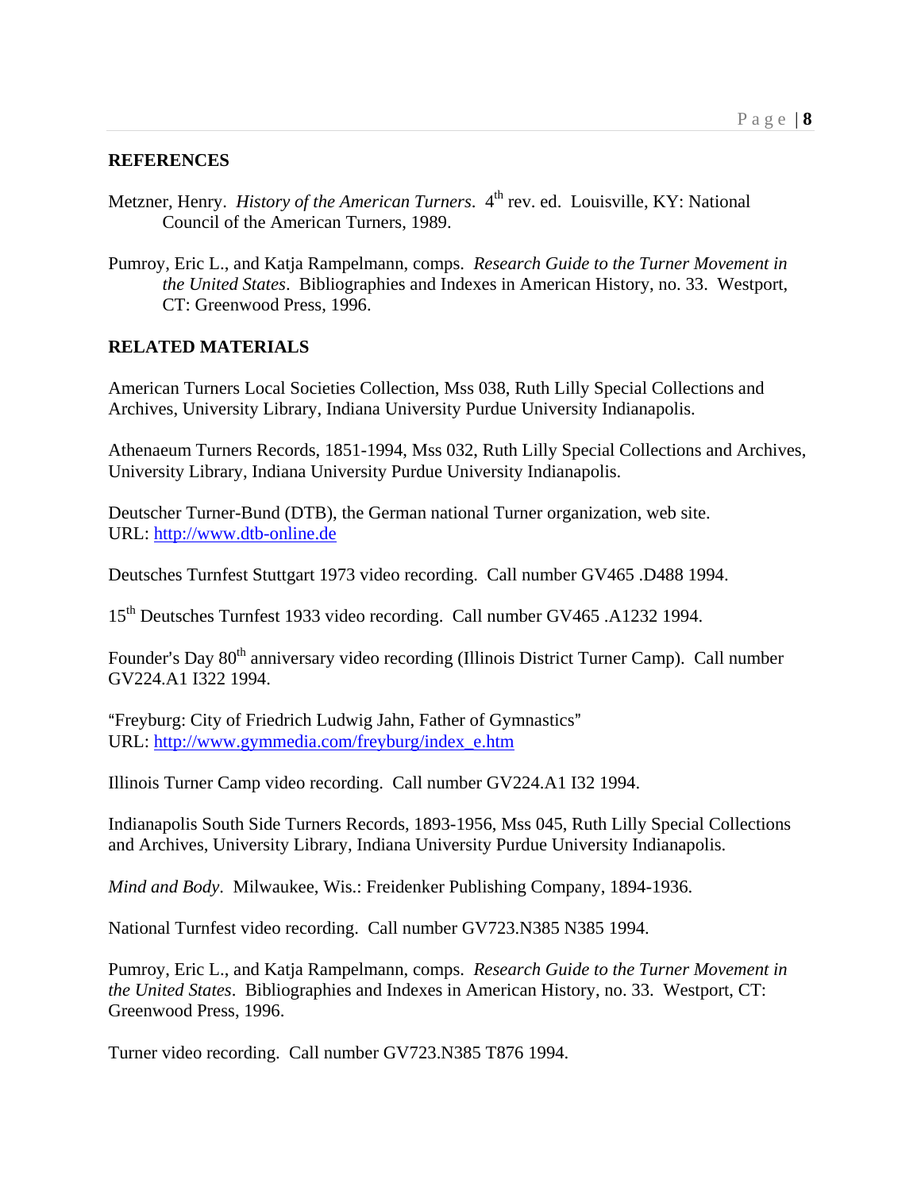## REFERENCES

Metzner, Henry. *History of the American Turners*. 4th rev. ed. Louisville, KY: National Council of the American Turners, 1989.

Pumroy, Eric L., and Katja Rampelmann, comps. *Research Guide to the Turner Movement in the United States*. Bibliographies and Indexes in American History, no. 33. Westport, CT: Greenwood Press, 1996.

## RELATED MATERIALS

American Turners Local Societies Collection, Mss 038, Ruth Lilly Special Collections and Archives, University Library, Indiana University Purdue University Indianapolis.

Athenaeum Turners Records, 1851-1994, Mss 032, Ruth Lilly Special Collections and Archives, University Library, Indiana University Purdue University Indianapolis.

Deutscher Turner-Bund (DTB), the German national Turner organization, web site. URL: http://www.dtb-online.de

Deutsches Turnfest Stuttgart 1973 video recording. Call number GV465 .D488 1994.

15th Deutsches Turnfest 1933 video recording. Call number GV465 .A1232 1994.

Founder's Day 80th anniversary video recording (Illinois District Turner Camp). Call number GV224.A1 I322 1994.

"Freyburg: City of Friedrich Ludwig Jahn, Father of Gymnastics" URL: http://www.gymmedia.com/freyburg/index_e.htm

Illinois Turner Camp video recording. Call number GV224.A1 I32 1994.

Indianapolis South Side Turners Records, 1893-1956, Mss 045, Ruth Lilly Special Collections and Archives, University Library, Indiana University Purdue University Indianapolis.

*Mind and Body*. Milwaukee, Wis.: Freidenker Publishing Company, 1894-1936.

National Turnfest video recording. Call number GV723.N385 N385 1994.

Pumroy, Eric L., and Katja Rampelmann, comps. *Research Guide to the Turner Movement in the United States*. Bibliographies and Indexes in American History, no. 33. Westport, CT: Greenwood Press, 1996.

Turner video recording. Call number GV723.N385 T876 1994.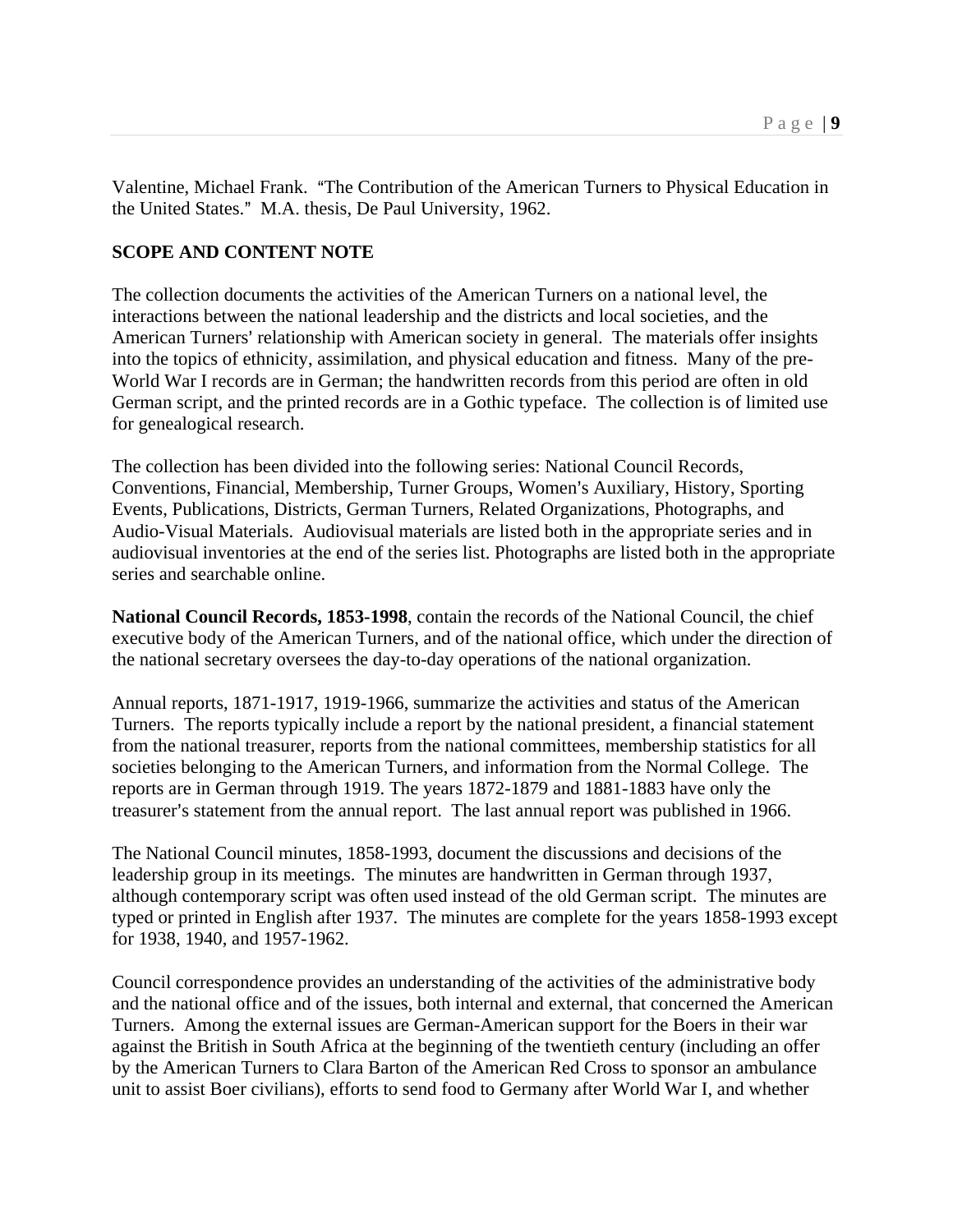Valentine, Michael Frank. "The Contribution of the American Turners to Physical Education in the United States." M.A. thesis, De Paul University, 1962.

## SCOPE AND CONTENT NOTE

The collection documents the activities of the American Turners on a national level, the interactions between the national leadership and the districts and local societies, and the American Turners' relationship with American society in general. The materials offer insights into the topics of ethnicity, assimilation, and physical education and fitness. Many of the pre-World War I records are in German; the handwritten records from this period are often in old German script, and the printed records are in a Gothic typeface. The collection is of limited use for genealogical research.

The collection has been divided into the following series: National Council Records, Conventions, Financial, Membership, Turner Groups, Women's Auxiliary, History, Sporting Events, Publications, Districts, German Turners, Related Organizations, Photographs, and Audio-Visual Materials. Audiovisual materials are listed both in the appropriate series and in audiovisual inventories at the end of the series list. Photographs are listed both in the appropriate series and searchable online.

**National Council Records, 1853-1998**, contain the records of the National Council, the chief executive body of the American Turners, and of the national office, which under the direction of the national secretary oversees the day-to-day operations of the national organization.

Annual reports, 1871-1917, 1919-1966, summarize the activities and status of the American Turners. The reports typically include a report by the national president, a financial statement from the national treasurer, reports from the national committees, membership statistics for all societies belonging to the American Turners, and information from the Normal College. The reports are in German through 1919. The years 1872-1879 and 1881-1883 have only the treasurer's statement from the annual report. The last annual report was published in 1966.

The National Council minutes, 1858-1993, document the discussions and decisions of the leadership group in its meetings. The minutes are handwritten in German through 1937, although contemporary script was often used instead of the old German script. The minutes are typed or printed in English after 1937. The minutes are complete for the years 1858-1993 except for 1938, 1940, and 1957-1962.

Council correspondence provides an understanding of the activities of the administrative body and the national office and of the issues, both internal and external, that concerned the American Turners. Among the external issues are German-American support for the Boers in their war against the British in South Africa at the beginning of the twentieth century (including an offer by the American Turners to Clara Barton of the American Red Cross to sponsor an ambulance unit to assist Boer civilians), efforts to send food to Germany after World War I, and whether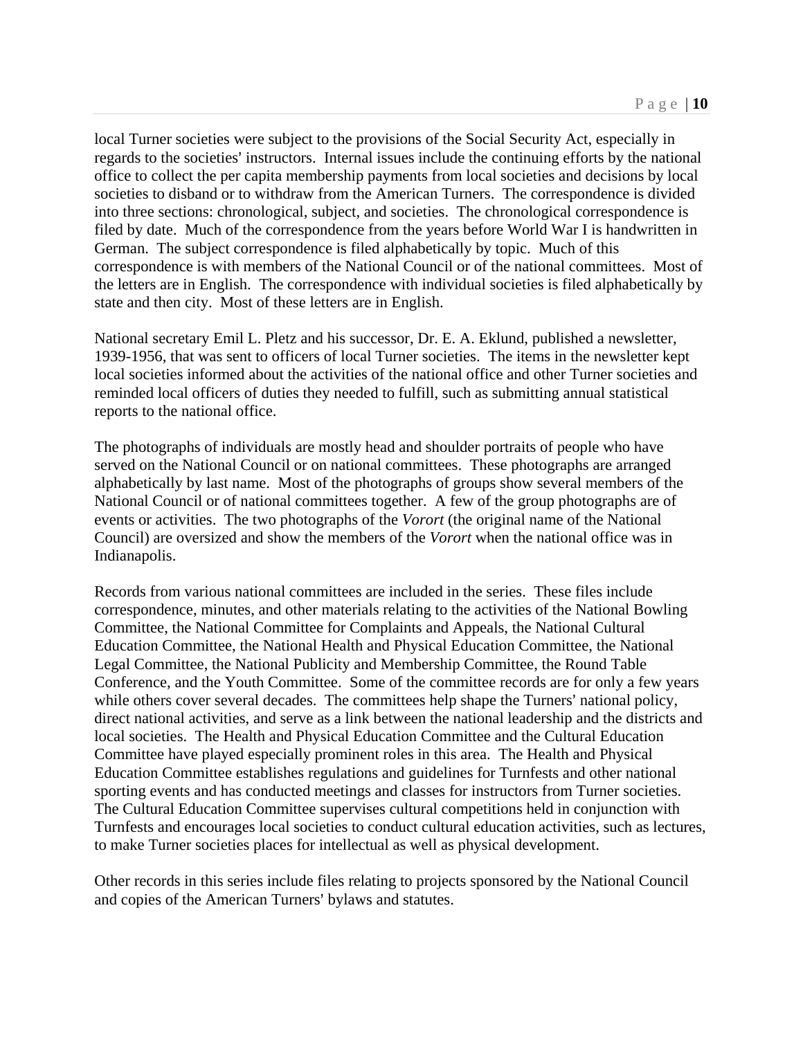local Turner societies were subject to the provisions of the Social Security Act, especially in regards to the societies' instructors. Internal issues include the continuing efforts by the national office to collect the per capita membership payments from local societies and decisions by local societies to disband or to withdraw from the American Turners. The correspondence is divided into three sections: chronological, subject, and societies. The chronological correspondence is filed by date. Much of the correspondence from the years before World War I is handwritten in German. The subject correspondence is filed alphabetically by topic. Much of this correspondence is with members of the National Council or of the national committees. Most of the letters are in English. The correspondence with individual societies is filed alphabetically by state and then city. Most of these letters are in English.

National secretary Emil L. Pletz and his successor, Dr. E. A. Eklund, published a newsletter, 1939-1956, that was sent to officers of local Turner societies. The items in the newsletter kept local societies informed about the activities of the national office and other Turner societies and reminded local officers of duties they needed to fulfill, such as submitting annual statistical reports to the national office.

The photographs of individuals are mostly head and shoulder portraits of people who have served on the National Council or on national committees. These photographs are arranged alphabetically by last name. Most of the photographs of groups show several members of the National Council or of national committees together. A few of the group photographs are of events or activities. The two photographs of the *Vorort* (the original name of the National Council) are oversized and show the members of the *Vorort* when the national office was in Indianapolis.

Records from various national committees are included in the series. These files include correspondence, minutes, and other materials relating to the activities of the National Bowling Committee, the National Committee for Complaints and Appeals, the National Cultural Education Committee, the National Health and Physical Education Committee, the National Legal Committee, the National Publicity and Membership Committee, the Round Table Conference, and the Youth Committee. Some of the committee records are for only a few years while others cover several decades. The committees help shape the Turners' national policy, direct national activities, and serve as a link between the national leadership and the districts and local societies. The Health and Physical Education Committee and the Cultural Education Committee have played especially prominent roles in this area. The Health and Physical Education Committee establishes regulations and guidelines for Turnfests and other national sporting events and has conducted meetings and classes for instructors from Turner societies. The Cultural Education Committee supervises cultural competitions held in conjunction with Turnfests and encourages local societies to conduct cultural education activities, such as lectures, to make Turner societies places for intellectual as well as physical development.

Other records in this series include files relating to projects sponsored by the National Council and copies of the American Turners' bylaws and statutes.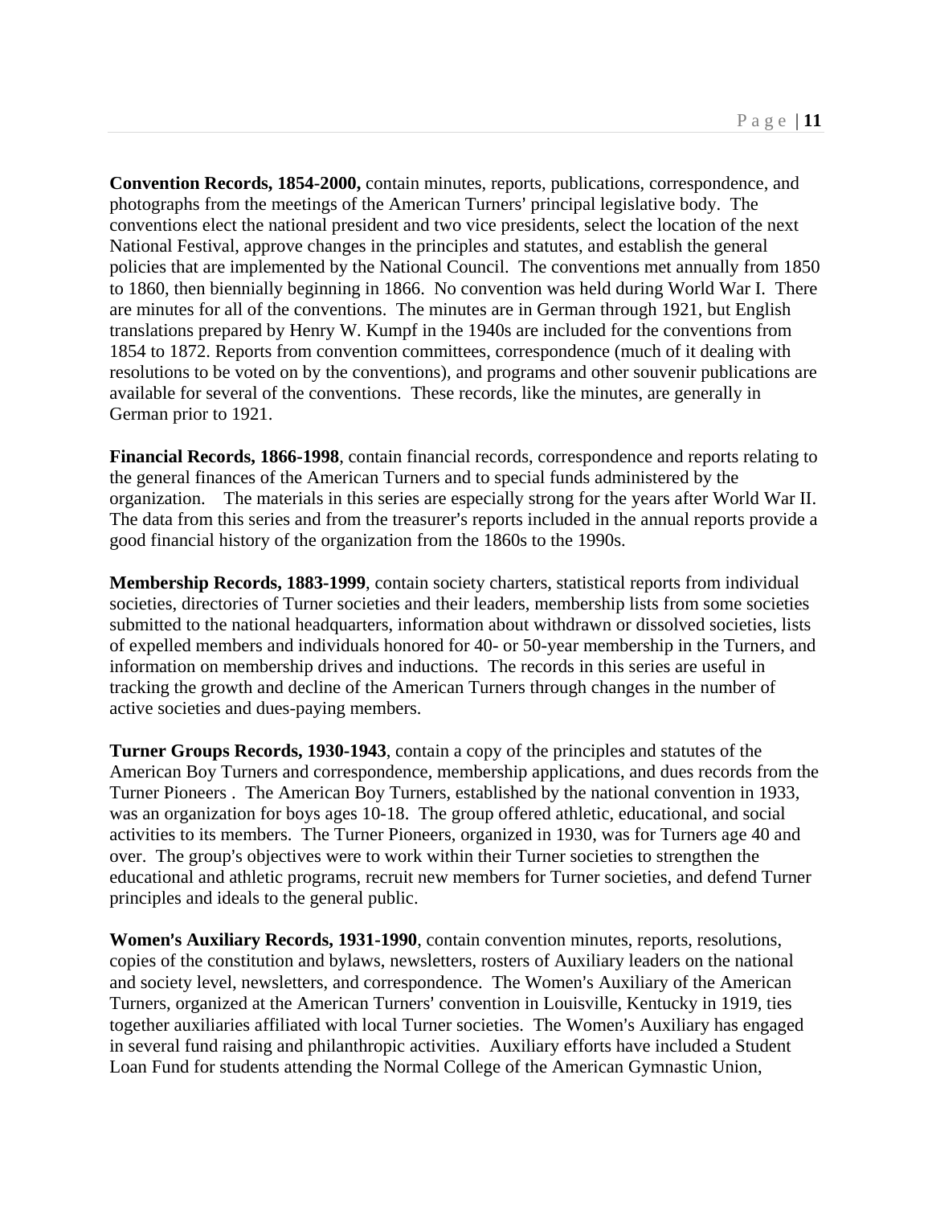**Convention Records, 1854-2000,** contain minutes, reports, publications, correspondence, and photographs from the meetings of the American Turners' principal legislative body. The conventions elect the national president and two vice presidents, select the location of the next National Festival, approve changes in the principles and statutes, and establish the general policies that are implemented by the National Council. The conventions met annually from 1850 to 1860, then biennially beginning in 1866. No convention was held during World War I. There are minutes for all of the conventions. The minutes are in German through 1921, but English translations prepared by Henry W. Kumpf in the 1940s are included for the conventions from 1854 to 1872. Reports from convention committees, correspondence (much of it dealing with resolutions to be voted on by the conventions), and programs and other souvenir publications are available for several of the conventions. These records, like the minutes, are generally in German prior to 1921.

**Financial Records, 1866-1998**, contain financial records, correspondence and reports relating to the general finances of the American Turners and to special funds administered by the organization. The materials in this series are especially strong for the years after World War II. The data from this series and from the treasurer's reports included in the annual reports provide a good financial history of the organization from the 1860s to the 1990s.

**Membership Records, 1883-1999**, contain society charters, statistical reports from individual societies, directories of Turner societies and their leaders, membership lists from some societies submitted to the national headquarters, information about withdrawn or dissolved societies, lists of expelled members and individuals honored for 40- or 50-year membership in the Turners, and information on membership drives and inductions. The records in this series are useful in tracking the growth and decline of the American Turners through changes in the number of active societies and dues-paying members.

**Turner Groups Records, 1930-1943**, contain a copy of the principles and statutes of the American Boy Turners and correspondence, membership applications, and dues records from the Turner Pioneers . The American Boy Turners, established by the national convention in 1933, was an organization for boys ages 10-18. The group offered athletic, educational, and social activities to its members. The Turner Pioneers, organized in 1930, was for Turners age 40 and over. The group's objectives were to work within their Turner societies to strengthen the educational and athletic programs, recruit new members for Turner societies, and defend Turner principles and ideals to the general public.

**Women's Auxiliary Records, 1931-1990**, contain convention minutes, reports, resolutions, copies of the constitution and bylaws, newsletters, rosters of Auxiliary leaders on the national and society level, newsletters, and correspondence. The Women's Auxiliary of the American Turners, organized at the American Turners' convention in Louisville, Kentucky in 1919, ties together auxiliaries affiliated with local Turner societies. The Women's Auxiliary has engaged in several fund raising and philanthropic activities. Auxiliary efforts have included a Student Loan Fund for students attending the Normal College of the American Gymnastic Union,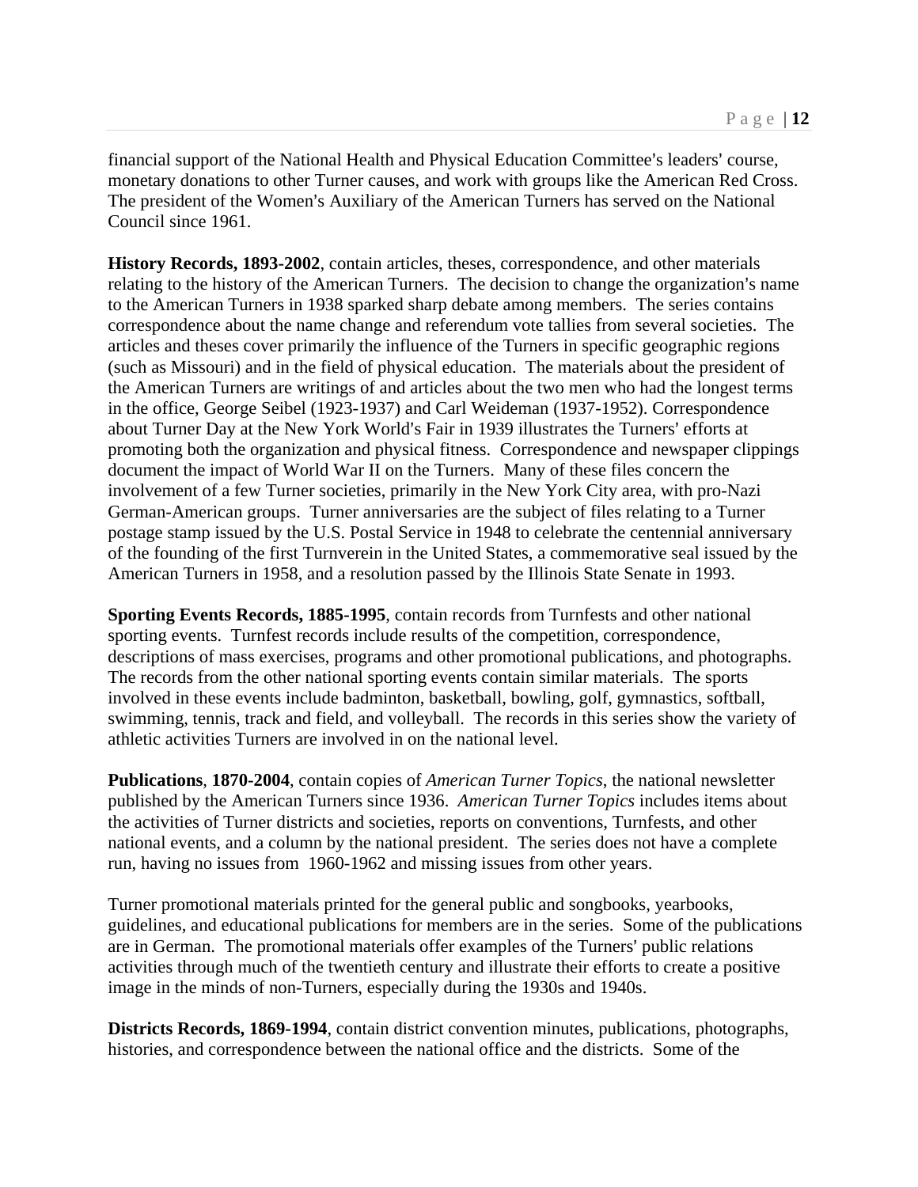financial support of the National Health and Physical Education Committee's leaders' course, monetary donations to other Turner causes, and work with groups like the American Red Cross. The president of the Women's Auxiliary of the American Turners has served on the National Council since 1961.

**History Records, 1893-2002**, contain articles, theses, correspondence, and other materials relating to the history of the American Turners. The decision to change the organization's name to the American Turners in 1938 sparked sharp debate among members. The series contains correspondence about the name change and referendum vote tallies from several societies. The articles and theses cover primarily the influence of the Turners in specific geographic regions (such as Missouri) and in the field of physical education. The materials about the president of the American Turners are writings of and articles about the two men who had the longest terms in the office, George Seibel (1923-1937) and Carl Weideman (1937-1952). Correspondence about Turner Day at the New York World's Fair in 1939 illustrates the Turners' efforts at promoting both the organization and physical fitness. Correspondence and newspaper clippings document the impact of World War II on the Turners. Many of these files concern the involvement of a few Turner societies, primarily in the New York City area, with pro-Nazi German-American groups. Turner anniversaries are the subject of files relating to a Turner postage stamp issued by the U.S. Postal Service in 1948 to celebrate the centennial anniversary of the founding of the first Turnverein in the United States, a commemorative seal issued by the American Turners in 1958, and a resolution passed by the Illinois State Senate in 1993.

**Sporting Events Records, 1885-1995**, contain records from Turnfests and other national sporting events. Turnfest records include results of the competition, correspondence, descriptions of mass exercises, programs and other promotional publications, and photographs. The records from the other national sporting events contain similar materials. The sports involved in these events include badminton, basketball, bowling, golf, gymnastics, softball, swimming, tennis, track and field, and volleyball. The records in this series show the variety of athletic activities Turners are involved in on the national level.

**Publications**, **1870-2004**, contain copies of *American Turner Topics*, the national newsletter published by the American Turners since 1936. *American Turner Topics* includes items about the activities of Turner districts and societies, reports on conventions, Turnfests, and other national events, and a column by the national president. The series does not have a complete run, having no issues from 1960-1962 and missing issues from other years.

Turner promotional materials printed for the general public and songbooks, yearbooks, guidelines, and educational publications for members are in the series. Some of the publications are in German. The promotional materials offer examples of the Turners' public relations activities through much of the twentieth century and illustrate their efforts to create a positive image in the minds of non-Turners, especially during the 1930s and 1940s.

**Districts Records, 1869-1994**, contain district convention minutes, publications, photographs, histories, and correspondence between the national office and the districts. Some of the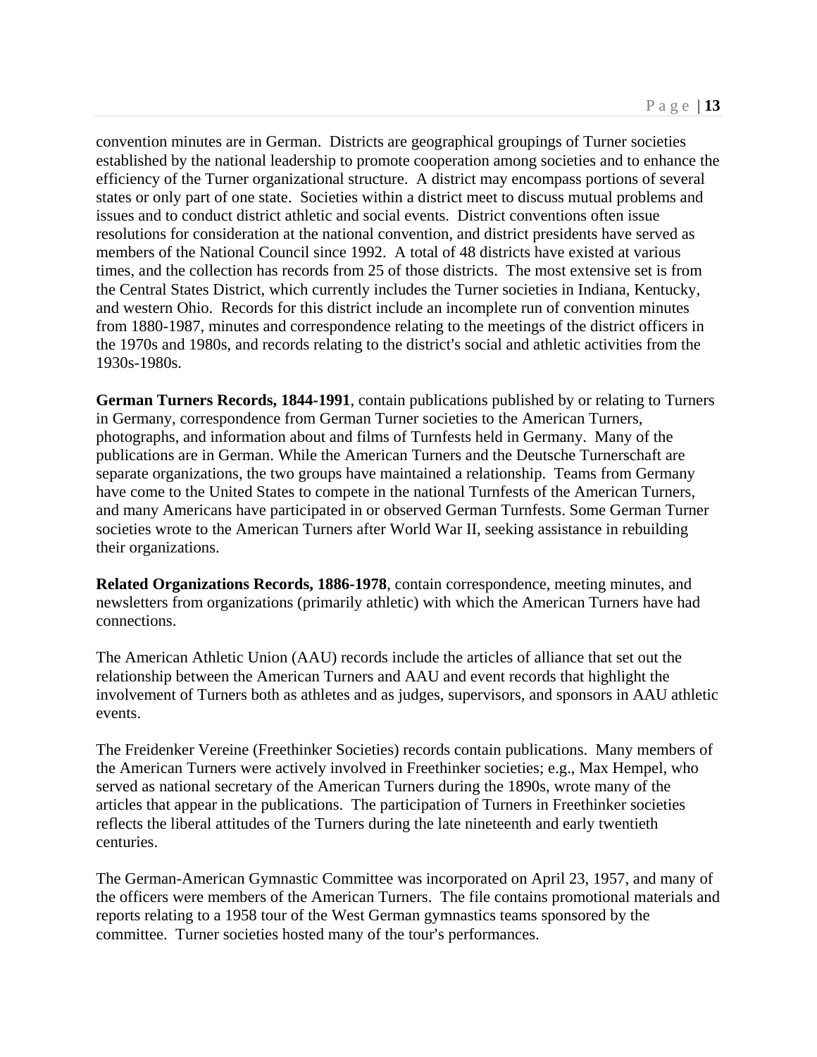convention minutes are in German. Districts are geographical groupings of Turner societies established by the national leadership to promote cooperation among societies and to enhance the efficiency of the Turner organizational structure. A district may encompass portions of several states or only part of one state. Societies within a district meet to discuss mutual problems and issues and to conduct district athletic and social events. District conventions often issue resolutions for consideration at the national convention, and district presidents have served as members of the National Council since 1992. A total of 48 districts have existed at various times, and the collection has records from 25 of those districts. The most extensive set is from the Central States District, which currently includes the Turner societies in Indiana, Kentucky, and western Ohio. Records for this district include an incomplete run of convention minutes from 1880-1987, minutes and correspondence relating to the meetings of the district officers in the 1970s and 1980s, and records relating to the district's social and athletic activities from the 1930s-1980s.

**German Turners Records, 1844-1991**, contain publications published by or relating to Turners in Germany, correspondence from German Turner societies to the American Turners, photographs, and information about and films of Turnfests held in Germany. Many of the publications are in German. While the American Turners and the Deutsche Turnerschaft are separate organizations, the two groups have maintained a relationship. Teams from Germany have come to the United States to compete in the national Turnfests of the American Turners, and many Americans have participated in or observed German Turnfests. Some German Turner societies wrote to the American Turners after World War II, seeking assistance in rebuilding their organizations.

**Related Organizations Records, 1886-1978**, contain correspondence, meeting minutes, and newsletters from organizations (primarily athletic) with which the American Turners have had connections.

The American Athletic Union (AAU) records include the articles of alliance that set out the relationship between the American Turners and AAU and event records that highlight the involvement of Turners both as athletes and as judges, supervisors, and sponsors in AAU athletic events.

The Freidenker Vereine (Freethinker Societies) records contain publications. Many members of the American Turners were actively involved in Freethinker societies; e.g., Max Hempel, who served as national secretary of the American Turners during the 1890s, wrote many of the articles that appear in the publications. The participation of Turners in Freethinker societies reflects the liberal attitudes of the Turners during the late nineteenth and early twentieth centuries.

The German-American Gymnastic Committee was incorporated on April 23, 1957, and many of the officers were members of the American Turners. The file contains promotional materials and reports relating to a 1958 tour of the West German gymnastics teams sponsored by the committee. Turner societies hosted many of the tour's performances.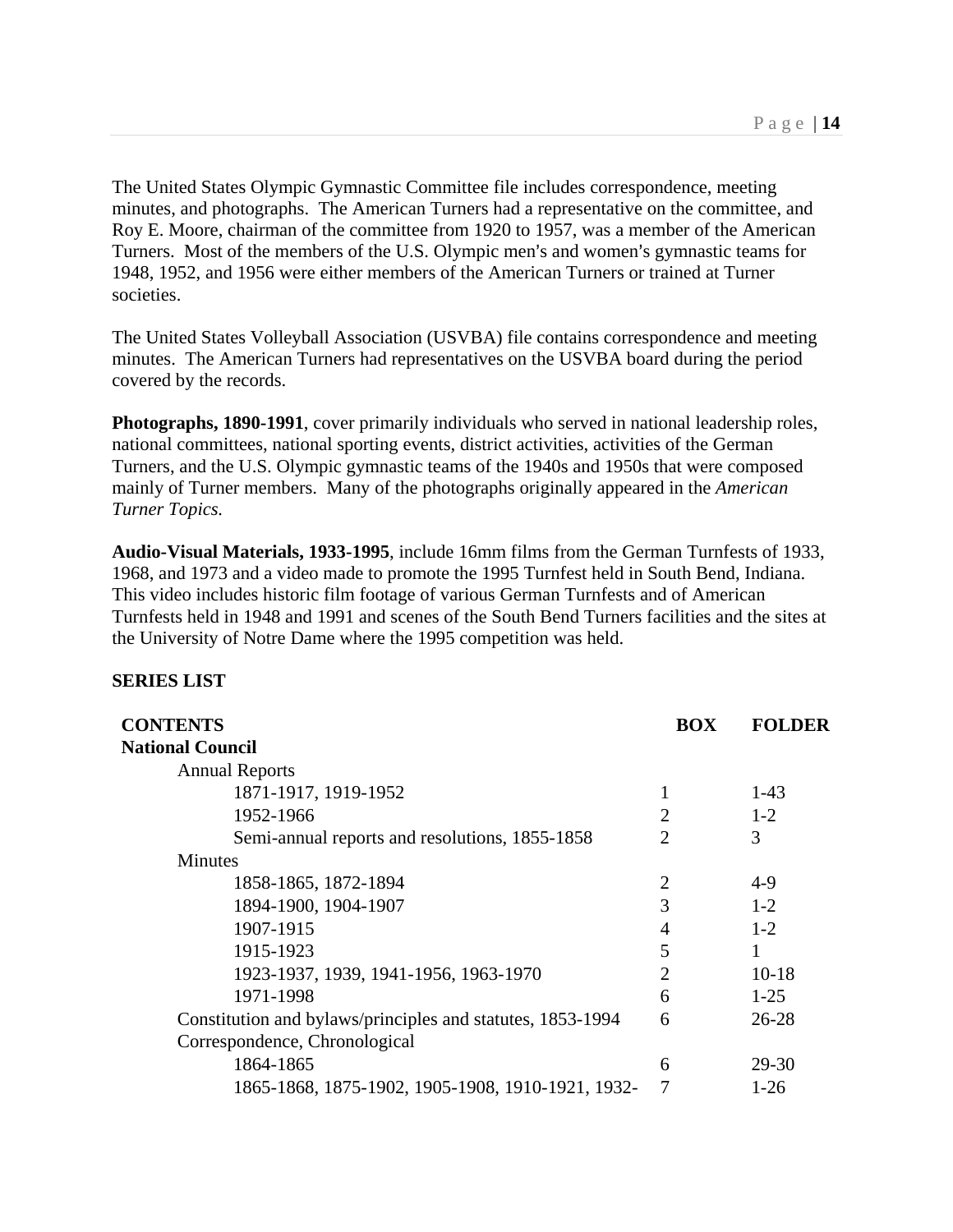The United States Olympic Gymnastic Committee file includes correspondence, meeting minutes, and photographs. The American Turners had a representative on the committee, and Roy E. Moore, chairman of the committee from 1920 to 1957, was a member of the American Turners. Most of the members of the U.S. Olympic men's and women's gymnastic teams for 1948, 1952, and 1956 were either members of the American Turners or trained at Turner societies.

The United States Volleyball Association (USVBA) file contains correspondence and meeting minutes. The American Turners had representatives on the USVBA board during the period covered by the records.

**Photographs, 1890-1991**, cover primarily individuals who served in national leadership roles, national committees, national sporting events, district activities, activities of the German Turners, and the U.S. Olympic gymnastic teams of the 1940s and 1950s that were composed mainly of Turner members. Many of the photographs originally appeared in the *American Turner Topics.*

**Audio-Visual Materials, 1933-1995**, include 16mm films from the German Turnfests of 1933, 1968, and 1973 and a video made to promote the 1995 Turnfest held in South Bend, Indiana. This video includes historic film footage of various German Turnfests and of American Turnfests held in 1948 and 1991 and scenes of the South Bend Turners facilities and the sites at the University of Notre Dame where the 1995 competition was held.

## SERIES LIST

| CONTENTS | BOX | FOLDER |
|---|---|---|
| **National Council** | | |
| Annual Reports | | |
| 1871-1917, 1919-1952 | 1 | 1-43 |
| 1952-1966 | 2 | 1-2 |
| Semi-annual reports and resolutions, 1855-1858 | 2 | 3 |
| Minutes | | |
| 1858-1865, 1872-1894 | 2 | 4-9 |
| 1894-1900, 1904-1907 | 3 | 1-2 |
| 1907-1915 | 4 | 1-2 |
| 1915-1923 | 5 | 1 |
| 1923-1937, 1939, 1941-1956, 1963-1970 | 2 | 10-18 |
| 1971-1998 | 6 | 1-25 |
| Constitution and bylaws/principles and statutes, 1853-1994 | 6 | 26-28 |
| Correspondence, Chronological | | |
| 1864-1865 | 6 | 29-30 |
| 1865-1868, 1875-1902, 1905-1908, 1910-1921, 1932- | 7 | 1-26 |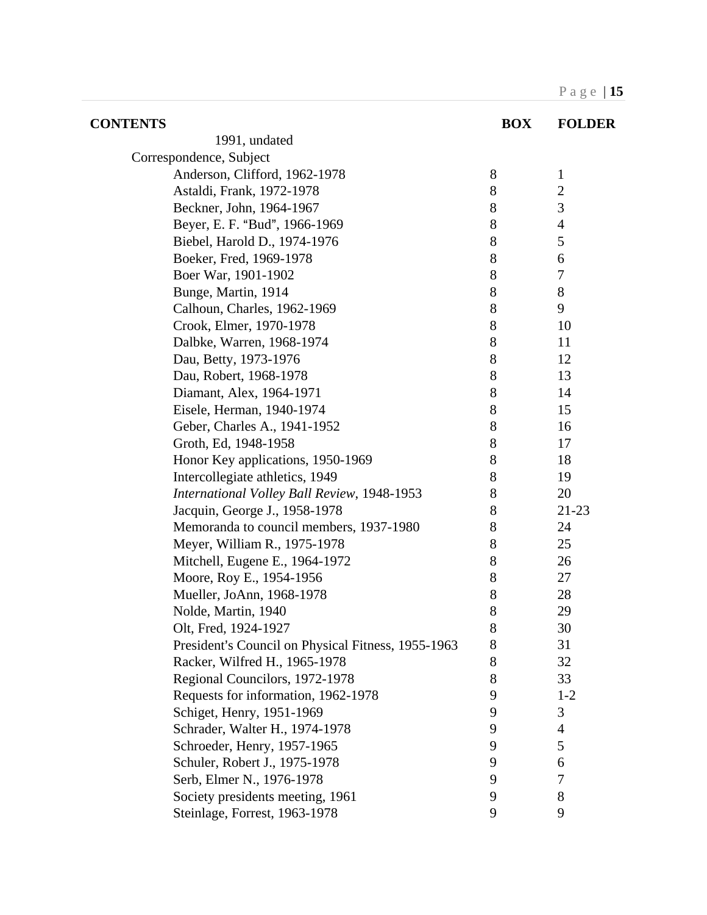| CONTENTS | BOX | FOLDER |
|---|---|---|
| 1991, undated | | |
| Correspondence, Subject | | |
| Anderson, Clifford, 1962-1978 | 8 | 1 |
| Astaldi, Frank, 1972-1978 | 8 | 2 |
| Beckner, John, 1964-1967 | 8 | 3 |
| Beyer, E. F. "Bud", 1966-1969 | 8 | 4 |
| Biebel, Harold D., 1974-1976 | 8 | 5 |
| Boeker, Fred, 1969-1978 | 8 | 6 |
| Boer War, 1901-1902 | 8 | 7 |
| Bunge, Martin, 1914 | 8 | 8 |
| Calhoun, Charles, 1962-1969 | 8 | 9 |
| Crook, Elmer, 1970-1978 | 8 | 10 |
| Dalbke, Warren, 1968-1974 | 8 | 11 |
| Dau, Betty, 1973-1976 | 8 | 12 |
| Dau, Robert, 1968-1978 | 8 | 13 |
| Diamant, Alex, 1964-1971 | 8 | 14 |
| Eisele, Herman, 1940-1974 | 8 | 15 |
| Geber, Charles A., 1941-1952 | 8 | 16 |
| Groth, Ed, 1948-1958 | 8 | 17 |
| Honor Key applications, 1950-1969 | 8 | 18 |
| Intercollegiate athletics, 1949 | 8 | 19 |
| *International Volley Ball Review*, 1948-1953 | 8 | 20 |
| Jacquin, George J., 1958-1978 | 8 | 21-23 |
| Memoranda to council members, 1937-1980 | 8 | 24 |
| Meyer, William R., 1975-1978 | 8 | 25 |
| Mitchell, Eugene E., 1964-1972 | 8 | 26 |
| Moore, Roy E., 1954-1956 | 8 | 27 |
| Mueller, JoAnn, 1968-1978 | 8 | 28 |
| Nolde, Martin, 1940 | 8 | 29 |
| Olt, Fred, 1924-1927 | 8 | 30 |
| President's Council on Physical Fitness, 1955-1963 | 8 | 31 |
| Racker, Wilfred H., 1965-1978 | 8 | 32 |
| Regional Councilors, 1972-1978 | 8 | 33 |
| Requests for information, 1962-1978 | 9 | 1-2 |
| Schiget, Henry, 1951-1969 | 9 | 3 |
| Schrader, Walter H., 1974-1978 | 9 | 4 |
| Schroeder, Henry, 1957-1965 | 9 | 5 |
| Schuler, Robert J., 1975-1978 | 9 | 6 |
| Serb, Elmer N., 1976-1978 | 9 | 7 |
| Society presidents meeting, 1961 | 9 | 8 |
| Steinlage, Forrest, 1963-1978 | 9 | 9 |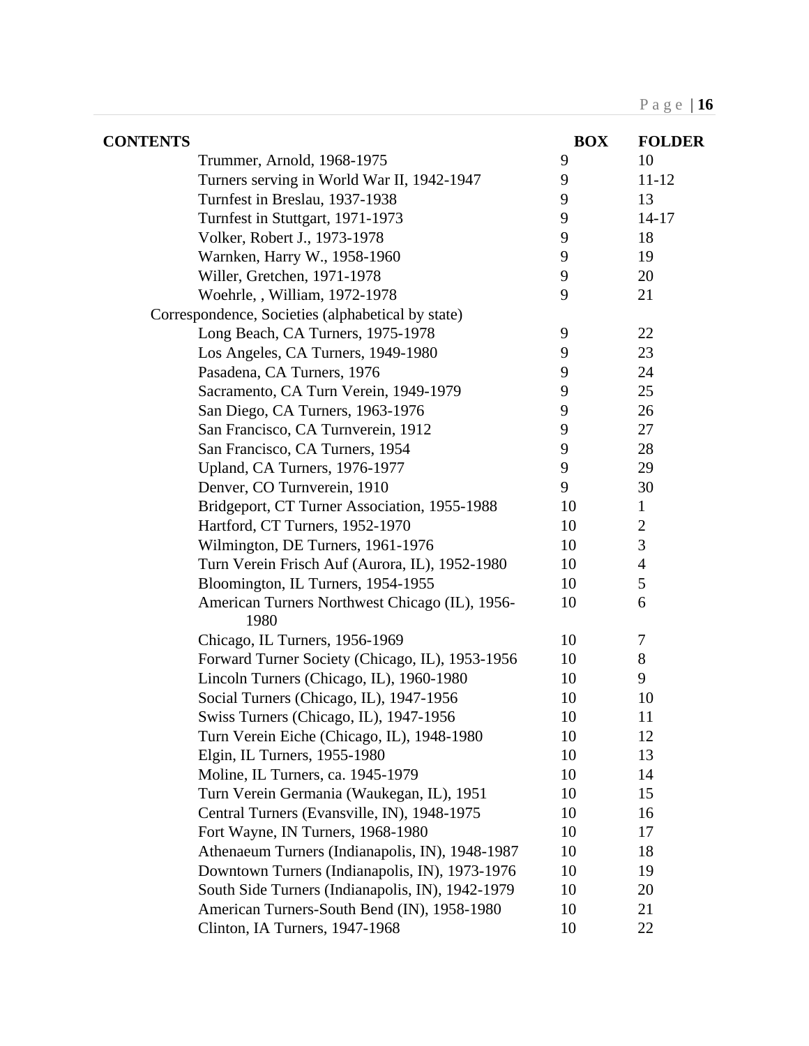| CONTENTS | BOX | FOLDER |
|---|---|---|
| Trummer, Arnold, 1968-1975 | 9 | 10 |
| Turners serving in World War II, 1942-1947 | 9 | 11-12 |
| Turnfest in Breslau, 1937-1938 | 9 | 13 |
| Turnfest in Stuttgart, 1971-1973 | 9 | 14-17 |
| Volker, Robert J., 1973-1978 | 9 | 18 |
| Warnken, Harry W., 1958-1960 | 9 | 19 |
| Willer, Gretchen, 1971-1978 | 9 | 20 |
| Woehrle, , William, 1972-1978 | 9 | 21 |
| Correspondence, Societies (alphabetical by state) | | |
| Long Beach, CA Turners, 1975-1978 | 9 | 22 |
| Los Angeles, CA Turners, 1949-1980 | 9 | 23 |
| Pasadena, CA Turners, 1976 | 9 | 24 |
| Sacramento, CA Turn Verein, 1949-1979 | 9 | 25 |
| San Diego, CA Turners, 1963-1976 | 9 | 26 |
| San Francisco, CA Turnverein, 1912 | 9 | 27 |
| San Francisco, CA Turners, 1954 | 9 | 28 |
| Upland, CA Turners, 1976-1977 | 9 | 29 |
| Denver, CO Turnverein, 1910 | 9 | 30 |
| Bridgeport, CT Turner Association, 1955-1988 | 10 | 1 |
| Hartford, CT Turners, 1952-1970 | 10 | 2 |
| Wilmington, DE Turners, 1961-1976 | 10 | 3 |
| Turn Verein Frisch Auf (Aurora, IL), 1952-1980 | 10 | 4 |
| Bloomington, IL Turners, 1954-1955 | 10 | 5 |
| American Turners Northwest Chicago (IL), 1956-1980 | 10 | 6 |
| Chicago, IL Turners, 1956-1969 | 10 | 7 |
| Forward Turner Society (Chicago, IL), 1953-1956 | 10 | 8 |
| Lincoln Turners (Chicago, IL), 1960-1980 | 10 | 9 |
| Social Turners (Chicago, IL), 1947-1956 | 10 | 10 |
| Swiss Turners (Chicago, IL), 1947-1956 | 10 | 11 |
| Turn Verein Eiche (Chicago, IL), 1948-1980 | 10 | 12 |
| Elgin, IL Turners, 1955-1980 | 10 | 13 |
| Moline, IL Turners, ca. 1945-1979 | 10 | 14 |
| Turn Verein Germania (Waukegan, IL), 1951 | 10 | 15 |
| Central Turners (Evansville, IN), 1948-1975 | 10 | 16 |
| Fort Wayne, IN Turners, 1968-1980 | 10 | 17 |
| Athenaeum Turners (Indianapolis, IN), 1948-1987 | 10 | 18 |
| Downtown Turners (Indianapolis, IN), 1973-1976 | 10 | 19 |
| South Side Turners (Indianapolis, IN), 1942-1979 | 10 | 20 |
| American Turners-South Bend (IN), 1958-1980 | 10 | 21 |
| Clinton, IA Turners, 1947-1968 | 10 | 22 |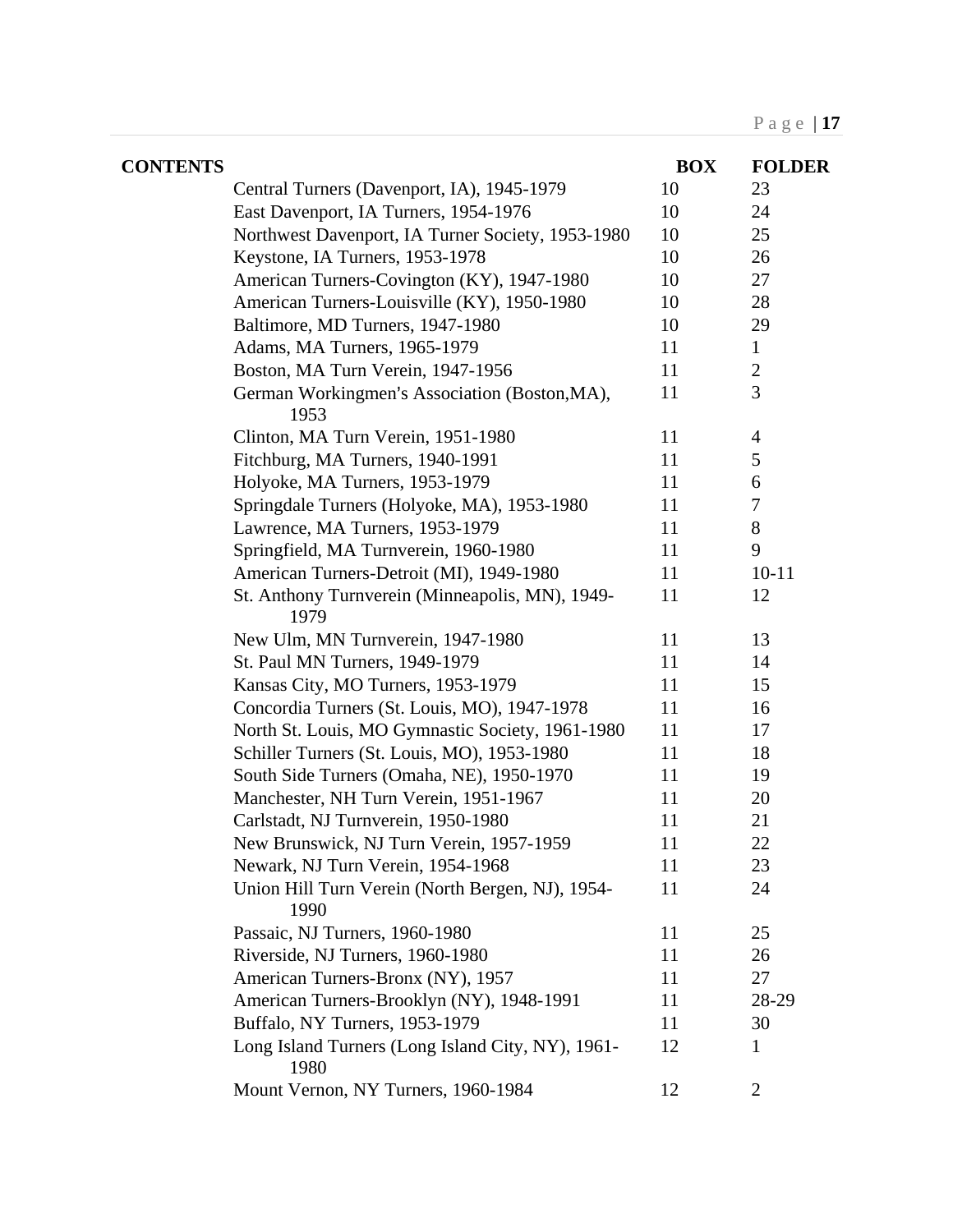| CONTENTS | BOX | FOLDER |
|---|---|---|
| Central Turners (Davenport, IA), 1945-1979 | 10 | 23 |
| East Davenport, IA Turners, 1954-1976 | 10 | 24 |
| Northwest Davenport, IA Turner Society, 1953-1980 | 10 | 25 |
| Keystone, IA Turners, 1953-1978 | 10 | 26 |
| American Turners-Covington (KY), 1947-1980 | 10 | 27 |
| American Turners-Louisville (KY), 1950-1980 | 10 | 28 |
| Baltimore, MD Turners, 1947-1980 | 10 | 29 |
| Adams, MA Turners, 1965-1979 | 11 | 1 |
| Boston, MA Turn Verein, 1947-1956 | 11 | 2 |
| German Workingmen's Association (Boston,MA), 1953 | 11 | 3 |
| Clinton, MA Turn Verein, 1951-1980 | 11 | 4 |
| Fitchburg, MA Turners, 1940-1991 | 11 | 5 |
| Holyoke, MA Turners, 1953-1979 | 11 | 6 |
| Springdale Turners (Holyoke, MA), 1953-1980 | 11 | 7 |
| Lawrence, MA Turners, 1953-1979 | 11 | 8 |
| Springfield, MA Turnverein, 1960-1980 | 11 | 9 |
| American Turners-Detroit (MI), 1949-1980 | 11 | 10-11 |
| St. Anthony Turnverein (Minneapolis, MN), 1949-1979 | 11 | 12 |
| New Ulm, MN Turnverein, 1947-1980 | 11 | 13 |
| St. Paul MN Turners, 1949-1979 | 11 | 14 |
| Kansas City, MO Turners, 1953-1979 | 11 | 15 |
| Concordia Turners (St. Louis, MO), 1947-1978 | 11 | 16 |
| North St. Louis, MO Gymnastic Society, 1961-1980 | 11 | 17 |
| Schiller Turners (St. Louis, MO), 1953-1980 | 11 | 18 |
| South Side Turners (Omaha, NE), 1950-1970 | 11 | 19 |
| Manchester, NH Turn Verein, 1951-1967 | 11 | 20 |
| Carlstadt, NJ Turnverein, 1950-1980 | 11 | 21 |
| New Brunswick, NJ Turn Verein, 1957-1959 | 11 | 22 |
| Newark, NJ Turn Verein, 1954-1968 | 11 | 23 |
| Union Hill Turn Verein (North Bergen, NJ), 1954-1990 | 11 | 24 |
| Passaic, NJ Turners, 1960-1980 | 11 | 25 |
| Riverside, NJ Turners, 1960-1980 | 11 | 26 |
| American Turners-Bronx (NY), 1957 | 11 | 27 |
| American Turners-Brooklyn (NY), 1948-1991 | 11 | 28-29 |
| Buffalo, NY Turners, 1953-1979 | 11 | 30 |
| Long Island Turners (Long Island City, NY), 1961-1980 | 12 | 1 |
| Mount Vernon, NY Turners, 1960-1984 | 12 | 2 |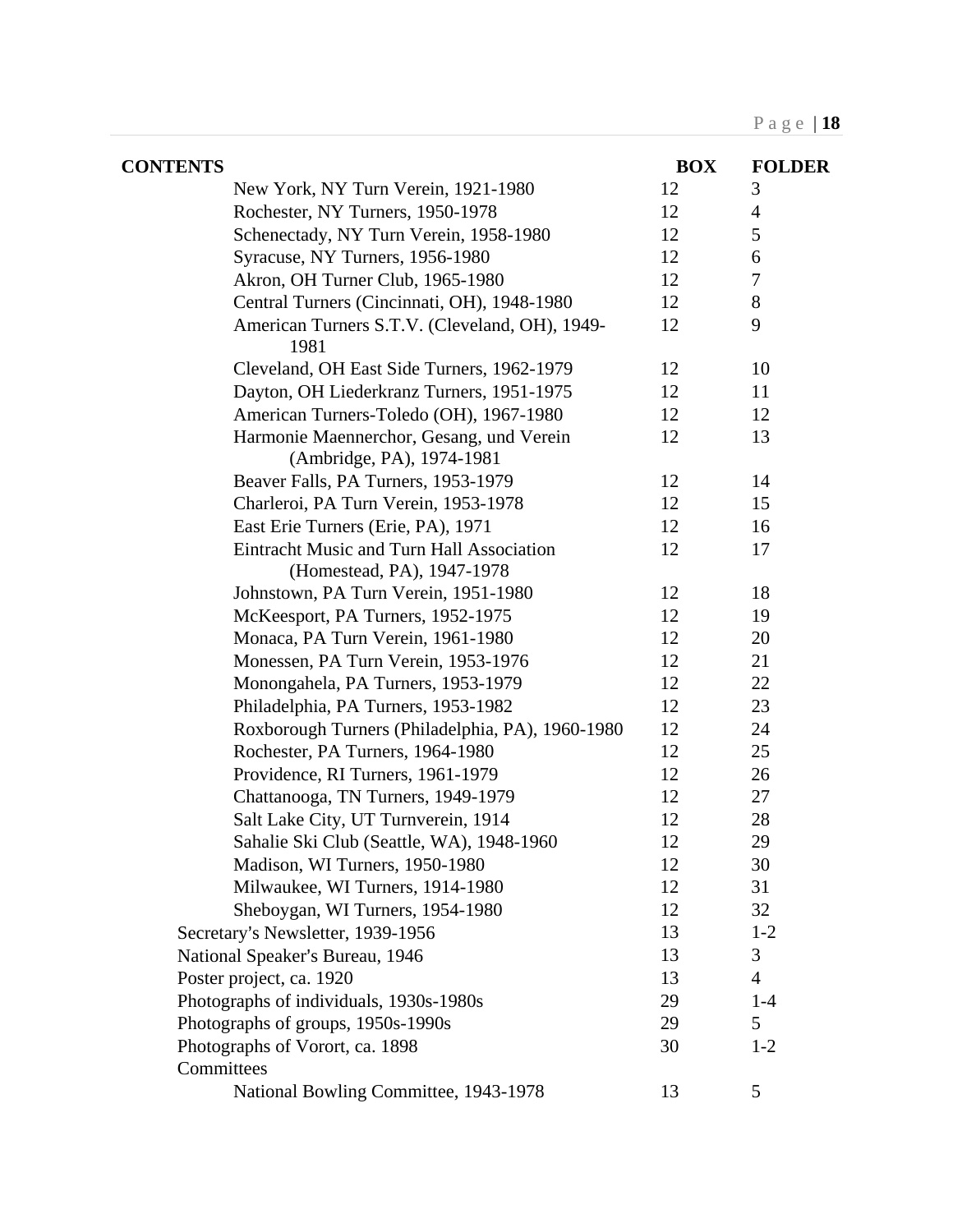| CONTENTS | BOX | FOLDER |
|---|---|---|
| New York, NY Turn Verein, 1921-1980 | 12 | 3 |
| Rochester, NY Turners, 1950-1978 | 12 | 4 |
| Schenectady, NY Turn Verein, 1958-1980 | 12 | 5 |
| Syracuse, NY Turners, 1956-1980 | 12 | 6 |
| Akron, OH Turner Club, 1965-1980 | 12 | 7 |
| Central Turners (Cincinnati, OH), 1948-1980 | 12 | 8 |
| American Turners S.T.V. (Cleveland, OH), 1949-1981 | 12 | 9 |
| Cleveland, OH East Side Turners, 1962-1979 | 12 | 10 |
| Dayton, OH Liederkranz Turners, 1951-1975 | 12 | 11 |
| American Turners-Toledo (OH), 1967-1980 | 12 | 12 |
| Harmonie Maennerchor, Gesang, und Verein (Ambridge, PA), 1974-1981 | 12 | 13 |
| Beaver Falls, PA Turners, 1953-1979 | 12 | 14 |
| Charleroi, PA Turn Verein, 1953-1978 | 12 | 15 |
| East Erie Turners (Erie, PA), 1971 | 12 | 16 |
| Eintracht Music and Turn Hall Association (Homestead, PA), 1947-1978 | 12 | 17 |
| Johnstown, PA Turn Verein, 1951-1980 | 12 | 18 |
| McKeesport, PA Turners, 1952-1975 | 12 | 19 |
| Monaca, PA Turn Verein, 1961-1980 | 12 | 20 |
| Monessen, PA Turn Verein, 1953-1976 | 12 | 21 |
| Monongahela, PA Turners, 1953-1979 | 12 | 22 |
| Philadelphia, PA Turners, 1953-1982 | 12 | 23 |
| Roxborough Turners (Philadelphia, PA), 1960-1980 | 12 | 24 |
| Rochester, PA Turners, 1964-1980 | 12 | 25 |
| Providence, RI Turners, 1961-1979 | 12 | 26 |
| Chattanooga, TN Turners, 1949-1979 | 12 | 27 |
| Salt Lake City, UT Turnverein, 1914 | 12 | 28 |
| Sahalie Ski Club (Seattle, WA), 1948-1960 | 12 | 29 |
| Madison, WI Turners, 1950-1980 | 12 | 30 |
| Milwaukee, WI Turners, 1914-1980 | 12 | 31 |
| Sheboygan, WI Turners, 1954-1980 | 12 | 32 |
| Secretary's Newsletter, 1939-1956 | 13 | 1-2 |
| National Speaker's Bureau, 1946 | 13 | 3 |
| Poster project, ca. 1920 | 13 | 4 |
| Photographs of individuals, 1930s-1980s | 29 | 1-4 |
| Photographs of groups, 1950s-1990s | 29 | 5 |
| Photographs of Vorort, ca. 1898 | 30 | 1-2 |
| Committees | | |
| National Bowling Committee, 1943-1978 | 13 | 5 |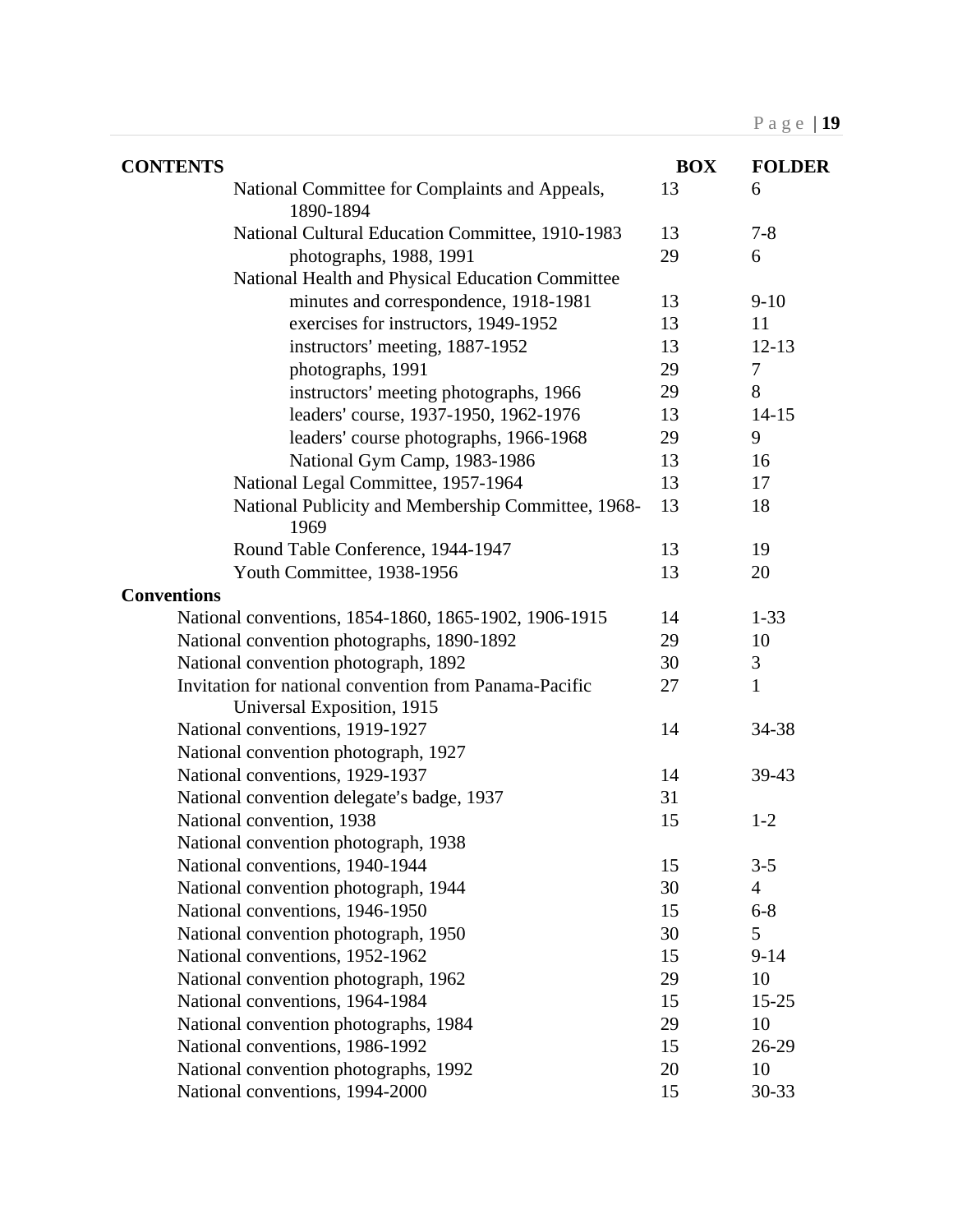| CONTENTS | BOX | FOLDER |
|---|---|---|
| National Committee for Complaints and Appeals, 1890-1894 | 13 | 6 |
| National Cultural Education Committee, 1910-1983 | 13 | 7-8 |
| photographs, 1988, 1991 | 29 | 6 |
| National Health and Physical Education Committee | | |
| minutes and correspondence, 1918-1981 | 13 | 9-10 |
| exercises for instructors, 1949-1952 | 13 | 11 |
| instructors' meeting, 1887-1952 | 13 | 12-13 |
| photographs, 1991 | 29 | 7 |
| instructors' meeting photographs, 1966 | 29 | 8 |
| leaders' course, 1937-1950, 1962-1976 | 13 | 14-15 |
| leaders' course photographs, 1966-1968 | 29 | 9 |
| National Gym Camp, 1983-1986 | 13 | 16 |
| National Legal Committee, 1957-1964 | 13 | 17 |
| National Publicity and Membership Committee, 1968-1969 | 13 | 18 |
| Round Table Conference, 1944-1947 | 13 | 19 |
| Youth Committee, 1938-1956 | 13 | 20 |
| **Conventions** | | |
| National conventions, 1854-1860, 1865-1902, 1906-1915 | 14 | 1-33 |
| National convention photographs, 1890-1892 | 29 | 10 |
| National convention photograph, 1892 | 30 | 3 |
| Invitation for national convention from Panama-Pacific Universal Exposition, 1915 | 27 | 1 |
| National conventions, 1919-1927 | 14 | 34-38 |
| National convention photograph, 1927 | | |
| National conventions, 1929-1937 | 14 | 39-43 |
| National convention delegate's badge, 1937 | 31 | |
| National convention, 1938 | 15 | 1-2 |
| National convention photograph, 1938 | | |
| National conventions, 1940-1944 | 15 | 3-5 |
| National convention photograph, 1944 | 30 | 4 |
| National conventions, 1946-1950 | 15 | 6-8 |
| National convention photograph, 1950 | 30 | 5 |
| National conventions, 1952-1962 | 15 | 9-14 |
| National convention photograph, 1962 | 29 | 10 |
| National conventions, 1964-1984 | 15 | 15-25 |
| National convention photographs, 1984 | 29 | 10 |
| National conventions, 1986-1992 | 15 | 26-29 |
| National convention photographs, 1992 | 20 | 10 |
| National conventions, 1994-2000 | 15 | 30-33 |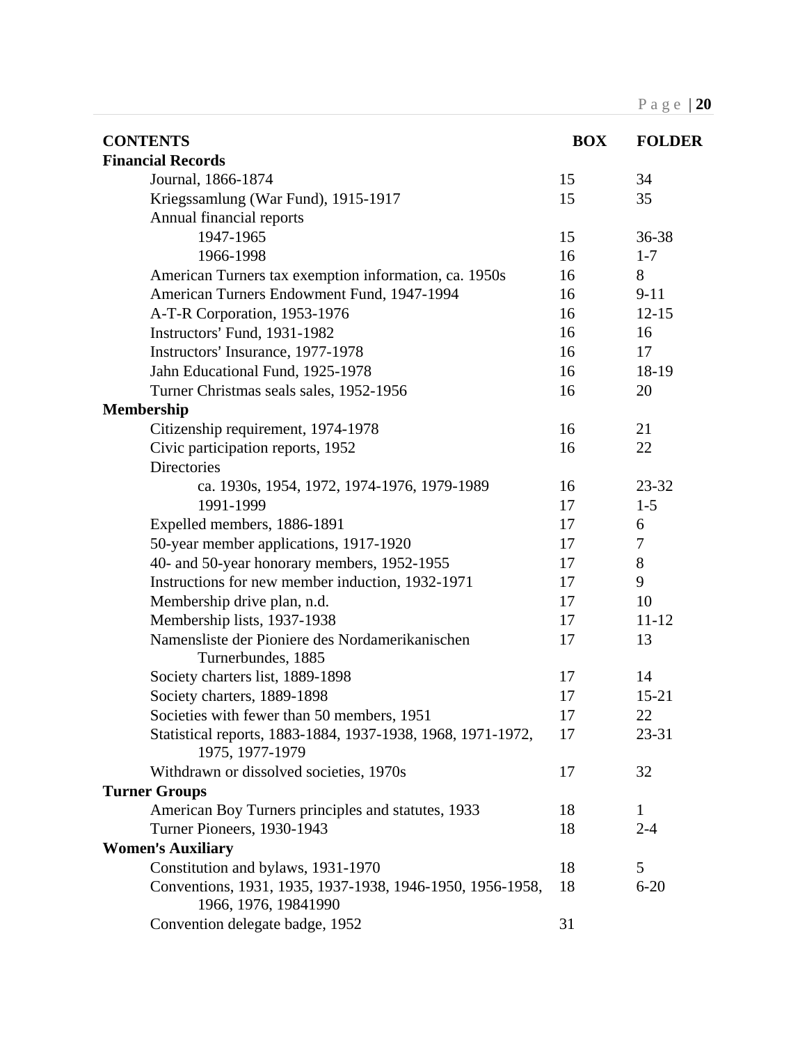| CONTENTS | BOX | FOLDER |
|---|---|---|
| **Financial Records** | | |
| Journal, 1866-1874 | 15 | 34 |
| Kriegssamlung (War Fund), 1915-1917 | 15 | 35 |
| Annual financial reports | | |
| 1947-1965 | 15 | 36-38 |
| 1966-1998 | 16 | 1-7 |
| American Turners tax exemption information, ca. 1950s | 16 | 8 |
| American Turners Endowment Fund, 1947-1994 | 16 | 9-11 |
| A-T-R Corporation, 1953-1976 | 16 | 12-15 |
| Instructors' Fund, 1931-1982 | 16 | 16 |
| Instructors' Insurance, 1977-1978 | 16 | 17 |
| Jahn Educational Fund, 1925-1978 | 16 | 18-19 |
| Turner Christmas seals sales, 1952-1956 | 16 | 20 |
| **Membership** | | |
| Citizenship requirement, 1974-1978 | 16 | 21 |
| Civic participation reports, 1952 | 16 | 22 |
| Directories | | |
| ca. 1930s, 1954, 1972, 1974-1976, 1979-1989 | 16 | 23-32 |
| 1991-1999 | 17 | 1-5 |
| Expelled members, 1886-1891 | 17 | 6 |
| 50-year member applications, 1917-1920 | 17 | 7 |
| 40- and 50-year honorary members, 1952-1955 | 17 | 8 |
| Instructions for new member induction, 1932-1971 | 17 | 9 |
| Membership drive plan, n.d. | 17 | 10 |
| Membership lists, 1937-1938 | 17 | 11-12 |
| Namensliste der Pioniere des Nordamerikanischen Turnerbundes, 1885 | 17 | 13 |
| Society charters list, 1889-1898 | 17 | 14 |
| Society charters, 1889-1898 | 17 | 15-21 |
| Societies with fewer than 50 members, 1951 | 17 | 22 |
| Statistical reports, 1883-1884, 1937-1938, 1968, 1971-1972, 1975, 1977-1979 | 17 | 23-31 |
| Withdrawn or dissolved societies, 1970s | 17 | 32 |
| **Turner Groups** | | |
| American Boy Turners principles and statutes, 1933 | 18 | 1 |
| Turner Pioneers, 1930-1943 | 18 | 2-4 |
| **Women's Auxiliary** | | |
| Constitution and bylaws, 1931-1970 | 18 | 5 |
| Conventions, 1931, 1935, 1937-1938, 1946-1950, 1956-1958, 1966, 1976, 19841990 | 18 | 6-20 |
| Convention delegate badge, 1952 | 31 | |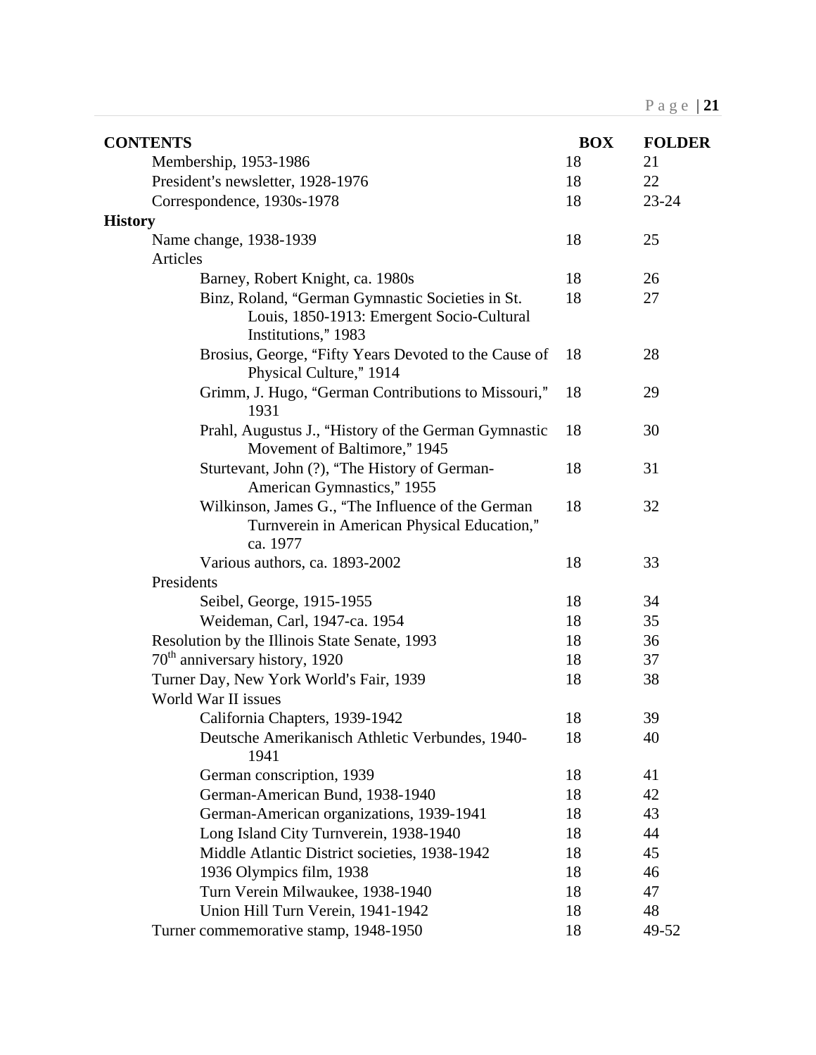| CONTENTS | BOX | FOLDER |
|---|---|---|
| Membership, 1953-1986 | 18 | 21 |
| President's newsletter, 1928-1976 | 18 | 22 |
| Correspondence, 1930s-1978 | 18 | 23-24 |
| **History** | | |
| Name change, 1938-1939 | 18 | 25 |
| Articles | | |
| Barney, Robert Knight, ca. 1980s | 18 | 26 |
| Binz, Roland, "German Gymnastic Societies in St. Louis, 1850-1913: Emergent Socio-Cultural Institutions," 1983 | 18 | 27 |
| Brosius, George, "Fifty Years Devoted to the Cause of Physical Culture," 1914 | 18 | 28 |
| Grimm, J. Hugo, "German Contributions to Missouri," 1931 | 18 | 29 |
| Prahl, Augustus J., "History of the German Gymnastic Movement of Baltimore," 1945 | 18 | 30 |
| Sturtevant, John (?), "The History of German-American Gymnastics," 1955 | 18 | 31 |
| Wilkinson, James G., "The Influence of the German Turnverein in American Physical Education," ca. 1977 | 18 | 32 |
| Various authors, ca. 1893-2002 | 18 | 33 |
| Presidents | | |
| Seibel, George, 1915-1955 | 18 | 34 |
| Weideman, Carl, 1947-ca. 1954 | 18 | 35 |
| Resolution by the Illinois State Senate, 1993 | 18 | 36 |
| 70th anniversary history, 1920 | 18 | 37 |
| Turner Day, New York World's Fair, 1939 | 18 | 38 |
| World War II issues | | |
| California Chapters, 1939-1942 | 18 | 39 |
| Deutsche Amerikanisch Athletic Verbundes, 1940-1941 | 18 | 40 |
| German conscription, 1939 | 18 | 41 |
| German-American Bund, 1938-1940 | 18 | 42 |
| German-American organizations, 1939-1941 | 18 | 43 |
| Long Island City Turnverein, 1938-1940 | 18 | 44 |
| Middle Atlantic District societies, 1938-1942 | 18 | 45 |
| 1936 Olympics film, 1938 | 18 | 46 |
| Turn Verein Milwaukee, 1938-1940 | 18 | 47 |
| Union Hill Turn Verein, 1941-1942 | 18 | 48 |
| Turner commemorative stamp, 1948-1950 | 18 | 49-52 |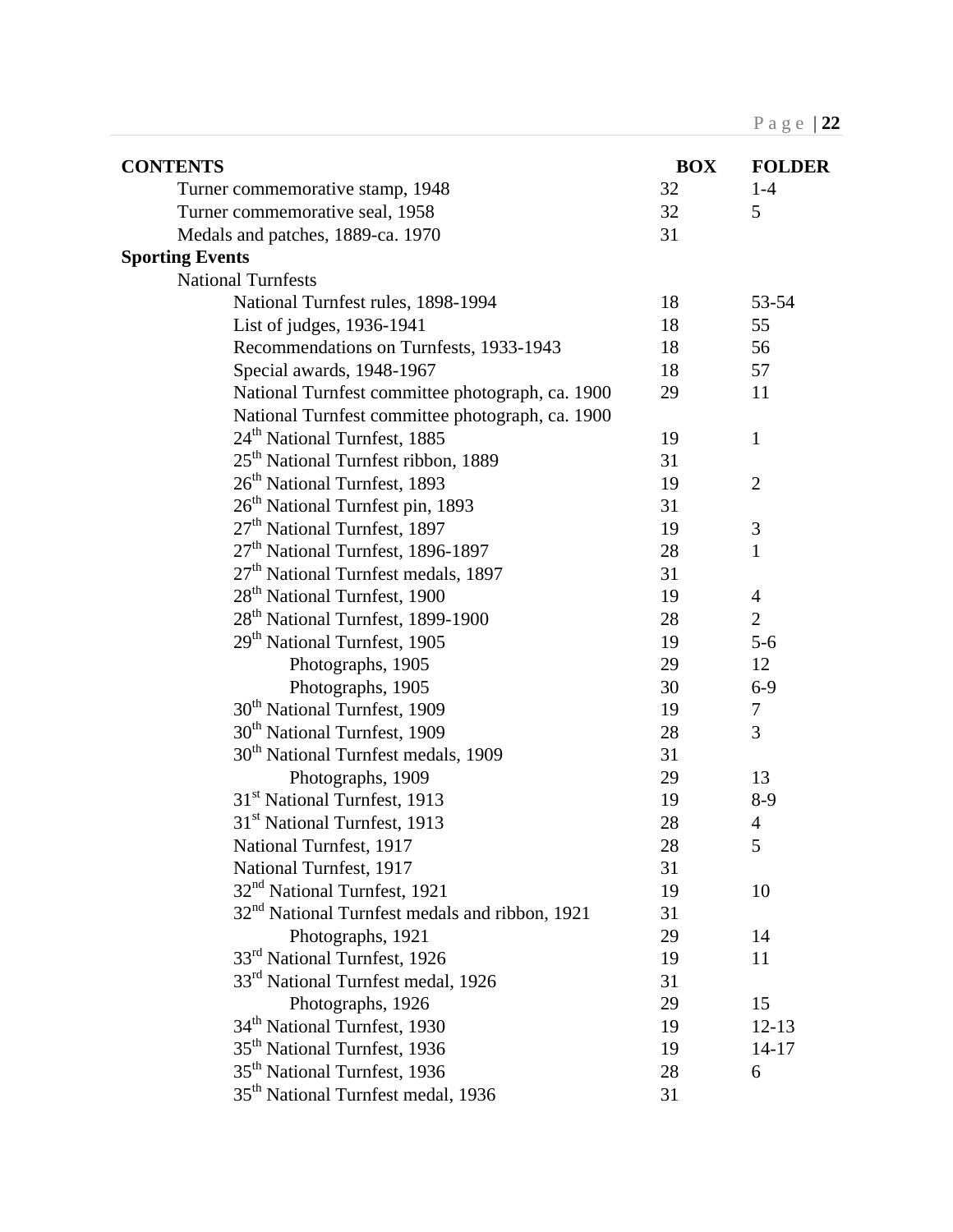| CONTENTS | BOX | FOLDER |
| --- | --- | --- |
| Turner commemorative stamp, 1948 | 32 | 1-4 |
| Turner commemorative seal, 1958 | 32 | 5 |
| Medals and patches, 1889-ca. 1970 | 31 | |
| **Sporting Events** | | |
| National Turnfests | | |
| National Turnfest rules, 1898-1994 | 18 | 53-54 |
| List of judges, 1936-1941 | 18 | 55 |
| Recommendations on Turnfests, 1933-1943 | 18 | 56 |
| Special awards, 1948-1967 | 18 | 57 |
| National Turnfest committee photograph, ca. 1900 | 29 | 11 |
| National Turnfest committee photograph, ca. 1900 | | |
| 24th National Turnfest, 1885 | 19 | 1 |
| 25th National Turnfest ribbon, 1889 | 31 | |
| 26th National Turnfest, 1893 | 19 | 2 |
| 26th National Turnfest pin, 1893 | 31 | |
| 27th National Turnfest, 1897 | 19 | 3 |
| 27th National Turnfest, 1896-1897 | 28 | 1 |
| 27th National Turnfest medals, 1897 | 31 | |
| 28th National Turnfest, 1900 | 19 | 4 |
| 28th National Turnfest, 1899-1900 | 28 | 2 |
| 29th National Turnfest, 1905 | 19 | 5-6 |
| Photographs, 1905 | 29 | 12 |
| Photographs, 1905 | 30 | 6-9 |
| 30th National Turnfest, 1909 | 19 | 7 |
| 30th National Turnfest, 1909 | 28 | 3 |
| 30th National Turnfest medals, 1909 | 31 | |
| Photographs, 1909 | 29 | 13 |
| 31st National Turnfest, 1913 | 19 | 8-9 |
| 31st National Turnfest, 1913 | 28 | 4 |
| National Turnfest, 1917 | 28 | 5 |
| National Turnfest, 1917 | 31 | |
| 32nd National Turnfest, 1921 | 19 | 10 |
| 32nd National Turnfest medals and ribbon, 1921 | 31 | |
| Photographs, 1921 | 29 | 14 |
| 33rd National Turnfest, 1926 | 19 | 11 |
| 33rd National Turnfest medal, 1926 | 31 | |
| Photographs, 1926 | 29 | 15 |
| 34th National Turnfest, 1930 | 19 | 12-13 |
| 35th National Turnfest, 1936 | 19 | 14-17 |
| 35th National Turnfest, 1936 | 28 | 6 |
| 35th National Turnfest medal, 1936 | 31 | |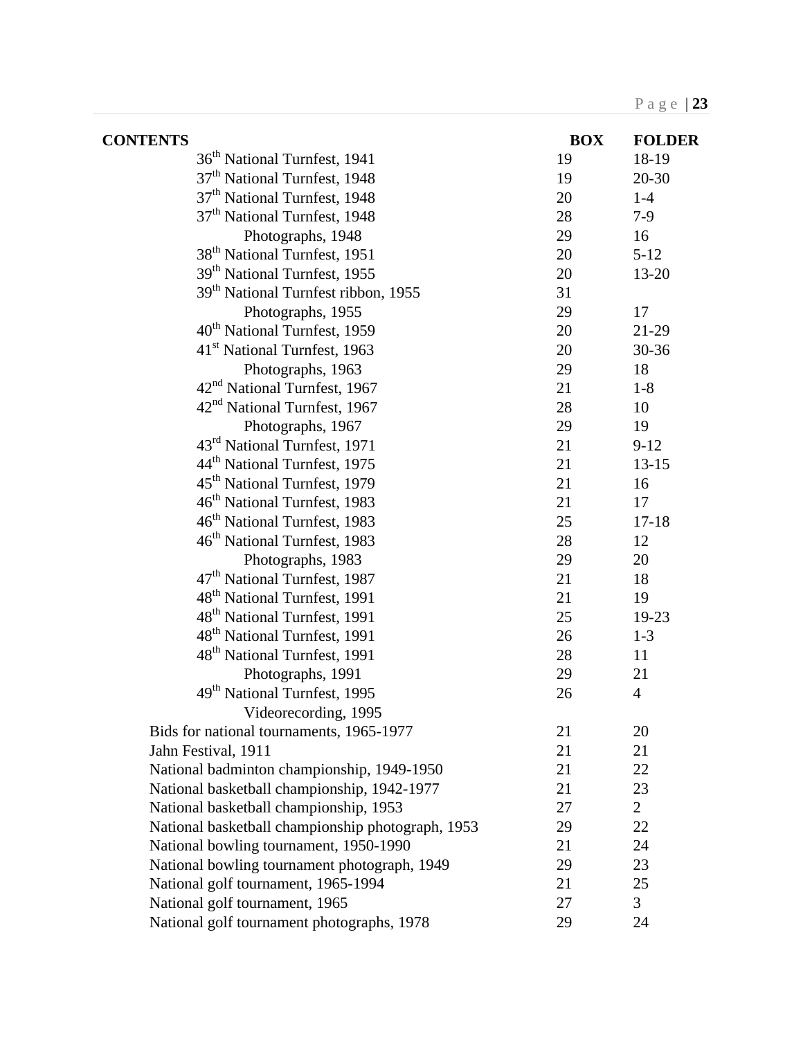| CONTENTS | BOX | FOLDER |
|---|---|---|
| 36th National Turnfest, 1941 | 19 | 18-19 |
| 37th National Turnfest, 1948 | 19 | 20-30 |
| 37th National Turnfest, 1948 | 20 | 1-4 |
| 37th National Turnfest, 1948 | 28 | 7-9 |
| Photographs, 1948 | 29 | 16 |
| 38th National Turnfest, 1951 | 20 | 5-12 |
| 39th National Turnfest, 1955 | 20 | 13-20 |
| 39th National Turnfest ribbon, 1955 | 31 | |
| Photographs, 1955 | 29 | 17 |
| 40th National Turnfest, 1959 | 20 | 21-29 |
| 41st National Turnfest, 1963 | 20 | 30-36 |
| Photographs, 1963 | 29 | 18 |
| 42nd National Turnfest, 1967 | 21 | 1-8 |
| 42nd National Turnfest, 1967 | 28 | 10 |
| Photographs, 1967 | 29 | 19 |
| 43rd National Turnfest, 1971 | 21 | 9-12 |
| 44th National Turnfest, 1975 | 21 | 13-15 |
| 45th National Turnfest, 1979 | 21 | 16 |
| 46th National Turnfest, 1983 | 21 | 17 |
| 46th National Turnfest, 1983 | 25 | 17-18 |
| 46th National Turnfest, 1983 | 28 | 12 |
| Photographs, 1983 | 29 | 20 |
| 47th National Turnfest, 1987 | 21 | 18 |
| 48th National Turnfest, 1991 | 21 | 19 |
| 48th National Turnfest, 1991 | 25 | 19-23 |
| 48th National Turnfest, 1991 | 26 | 1-3 |
| 48th National Turnfest, 1991 | 28 | 11 |
| Photographs, 1991 | 29 | 21 |
| 49th National Turnfest, 1995 | 26 | 4 |
| Videorecording, 1995 | | |
| Bids for national tournaments, 1965-1977 | 21 | 20 |
| Jahn Festival, 1911 | 21 | 21 |
| National badminton championship, 1949-1950 | 21 | 22 |
| National basketball championship, 1942-1977 | 21 | 23 |
| National basketball championship, 1953 | 27 | 2 |
| National basketball championship photograph, 1953 | 29 | 22 |
| National bowling tournament, 1950-1990 | 21 | 24 |
| National bowling tournament photograph, 1949 | 29 | 23 |
| National golf tournament, 1965-1994 | 21 | 25 |
| National golf tournament, 1965 | 27 | 3 |
| National golf tournament photographs, 1978 | 29 | 24 |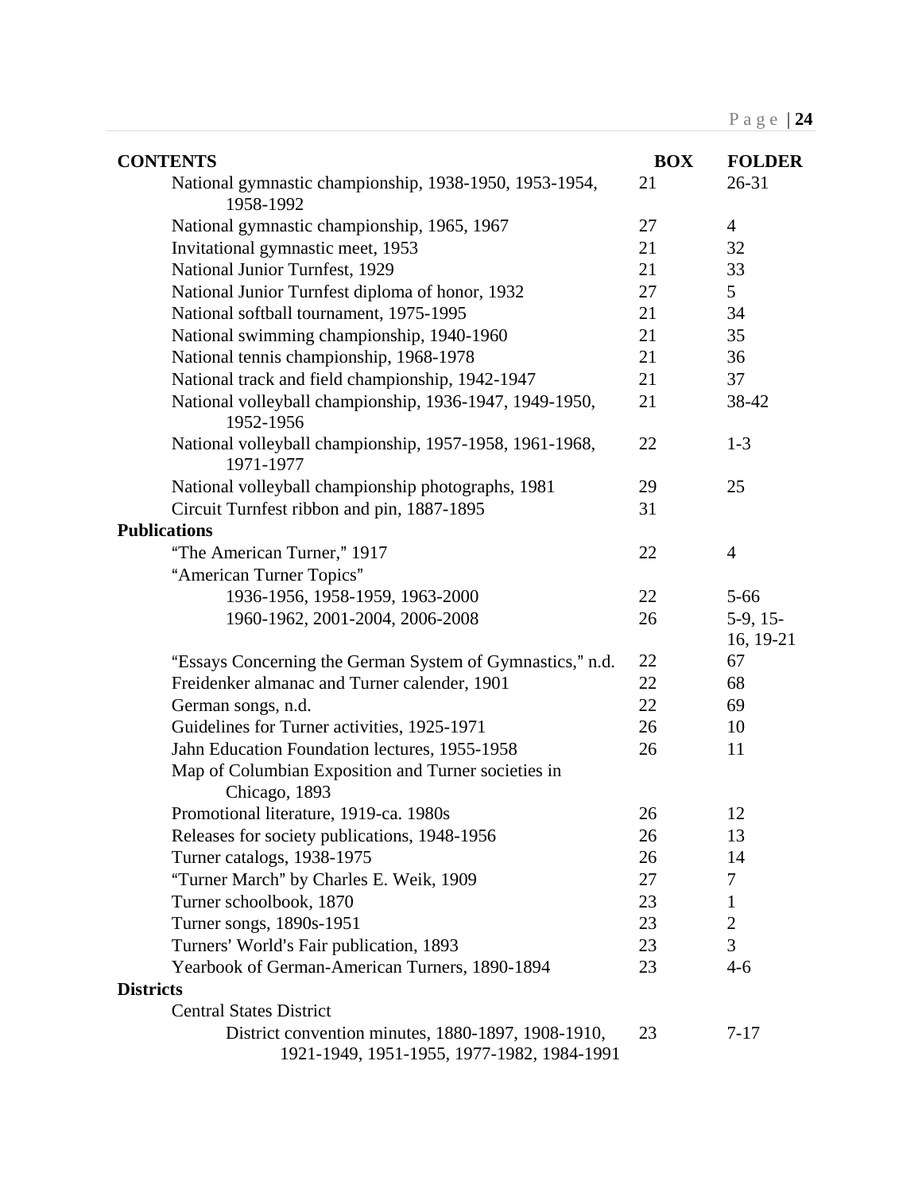| CONTENTS | BOX | FOLDER |
|---|---|---|
| National gymnastic championship, 1938-1950, 1953-1954, 1958-1992 | 21 | 26-31 |
| National gymnastic championship, 1965, 1967 | 27 | 4 |
| Invitational gymnastic meet, 1953 | 21 | 32 |
| National Junior Turnfest, 1929 | 21 | 33 |
| National Junior Turnfest diploma of honor, 1932 | 27 | 5 |
| National softball tournament, 1975-1995 | 21 | 34 |
| National swimming championship, 1940-1960 | 21 | 35 |
| National tennis championship, 1968-1978 | 21 | 36 |
| National track and field championship, 1942-1947 | 21 | 37 |
| National volleyball championship, 1936-1947, 1949-1950, 1952-1956 | 21 | 38-42 |
| National volleyball championship, 1957-1958, 1961-1968, 1971-1977 | 22 | 1-3 |
| National volleyball championship photographs, 1981 | 29 | 25 |
| Circuit Turnfest ribbon and pin, 1887-1895 | 31 | |
| **Publications** | | |
| "The American Turner," 1917 | 22 | 4 |
| "American Turner Topics" | | |
| 1936-1956, 1958-1959, 1963-2000 | 22 | 5-66 |
| 1960-1962, 2001-2004, 2006-2008 | 26 | 5-9, 15-16, 19-21 |
| "Essays Concerning the German System of Gymnastics," n.d. | 22 | 67 |
| Freidenker almanac and Turner calender, 1901 | 22 | 68 |
| German songs, n.d. | 22 | 69 |
| Guidelines for Turner activities, 1925-1971 | 26 | 10 |
| Jahn Education Foundation lectures, 1955-1958 | 26 | 11 |
| Map of Columbian Exposition and Turner societies in Chicago, 1893 | | |
| Promotional literature, 1919-ca. 1980s | 26 | 12 |
| Releases for society publications, 1948-1956 | 26 | 13 |
| Turner catalogs, 1938-1975 | 26 | 14 |
| "Turner March" by Charles E. Weik, 1909 | 27 | 7 |
| Turner schoolbook, 1870 | 23 | 1 |
| Turner songs, 1890s-1951 | 23 | 2 |
| Turners' World's Fair publication, 1893 | 23 | 3 |
| Yearbook of German-American Turners, 1890-1894 | 23 | 4-6 |
| **Districts** | | |
| Central States District | | |
| District convention minutes, 1880-1897, 1908-1910, 1921-1949, 1951-1955, 1977-1982, 1984-1991 | 23 | 7-17 |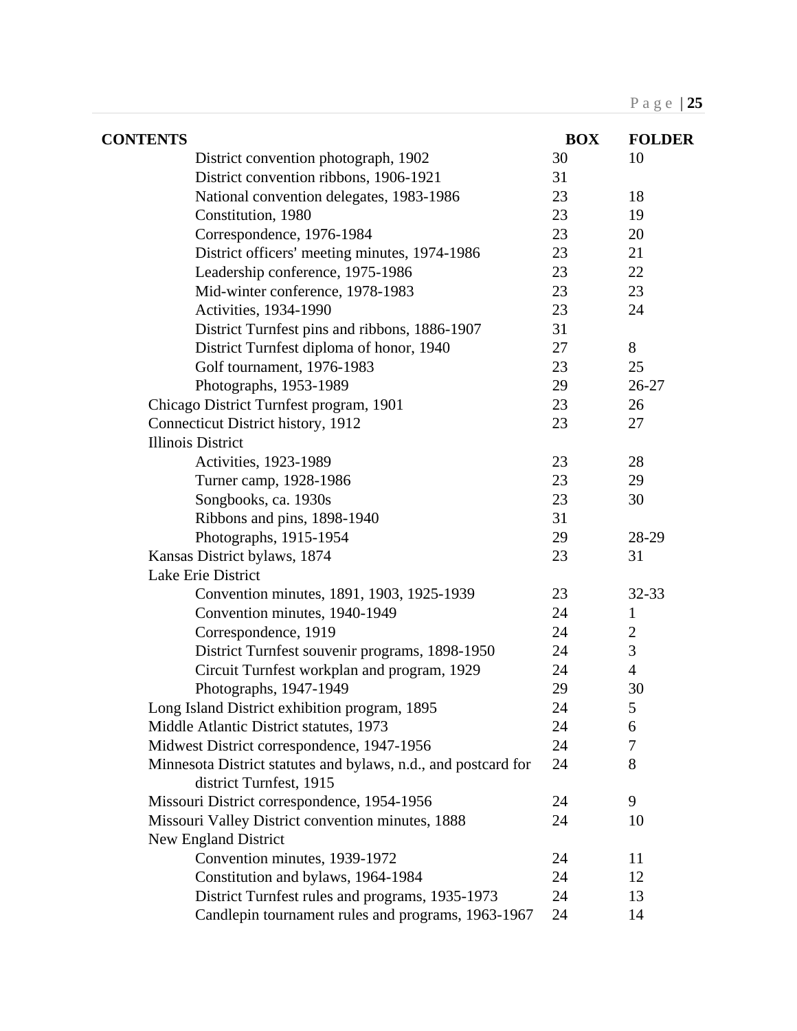| CONTENTS | BOX | FOLDER |
|---|---|---|
| District convention photograph, 1902 | 30 | 10 |
| District convention ribbons, 1906-1921 | 31 | |
| National convention delegates, 1983-1986 | 23 | 18 |
| Constitution, 1980 | 23 | 19 |
| Correspondence, 1976-1984 | 23 | 20 |
| District officers' meeting minutes, 1974-1986 | 23 | 21 |
| Leadership conference, 1975-1986 | 23 | 22 |
| Mid-winter conference, 1978-1983 | 23 | 23 |
| Activities, 1934-1990 | 23 | 24 |
| District Turnfest pins and ribbons, 1886-1907 | 31 | |
| District Turnfest diploma of honor, 1940 | 27 | 8 |
| Golf tournament, 1976-1983 | 23 | 25 |
| Photographs, 1953-1989 | 29 | 26-27 |
| Chicago District Turnfest program, 1901 | 23 | 26 |
| Connecticut District history, 1912 | 23 | 27 |
| Illinois District | | |
| Activities, 1923-1989 | 23 | 28 |
| Turner camp, 1928-1986 | 23 | 29 |
| Songbooks, ca. 1930s | 23 | 30 |
| Ribbons and pins, 1898-1940 | 31 | |
| Photographs, 1915-1954 | 29 | 28-29 |
| Kansas District bylaws, 1874 | 23 | 31 |
| Lake Erie District | | |
| Convention minutes, 1891, 1903, 1925-1939 | 23 | 32-33 |
| Convention minutes, 1940-1949 | 24 | 1 |
| Correspondence, 1919 | 24 | 2 |
| District Turnfest souvenir programs, 1898-1950 | 24 | 3 |
| Circuit Turnfest workplan and program, 1929 | 24 | 4 |
| Photographs, 1947-1949 | 29 | 30 |
| Long Island District exhibition program, 1895 | 24 | 5 |
| Middle Atlantic District statutes, 1973 | 24 | 6 |
| Midwest District correspondence, 1947-1956 | 24 | 7 |
| Minnesota District statutes and bylaws, n.d., and postcard for district Turnfest, 1915 | 24 | 8 |
| Missouri District correspondence, 1954-1956 | 24 | 9 |
| Missouri Valley District convention minutes, 1888 | 24 | 10 |
| New England District | | |
| Convention minutes, 1939-1972 | 24 | 11 |
| Constitution and bylaws, 1964-1984 | 24 | 12 |
| District Turnfest rules and programs, 1935-1973 | 24 | 13 |
| Candlepin tournament rules and programs, 1963-1967 | 24 | 14 |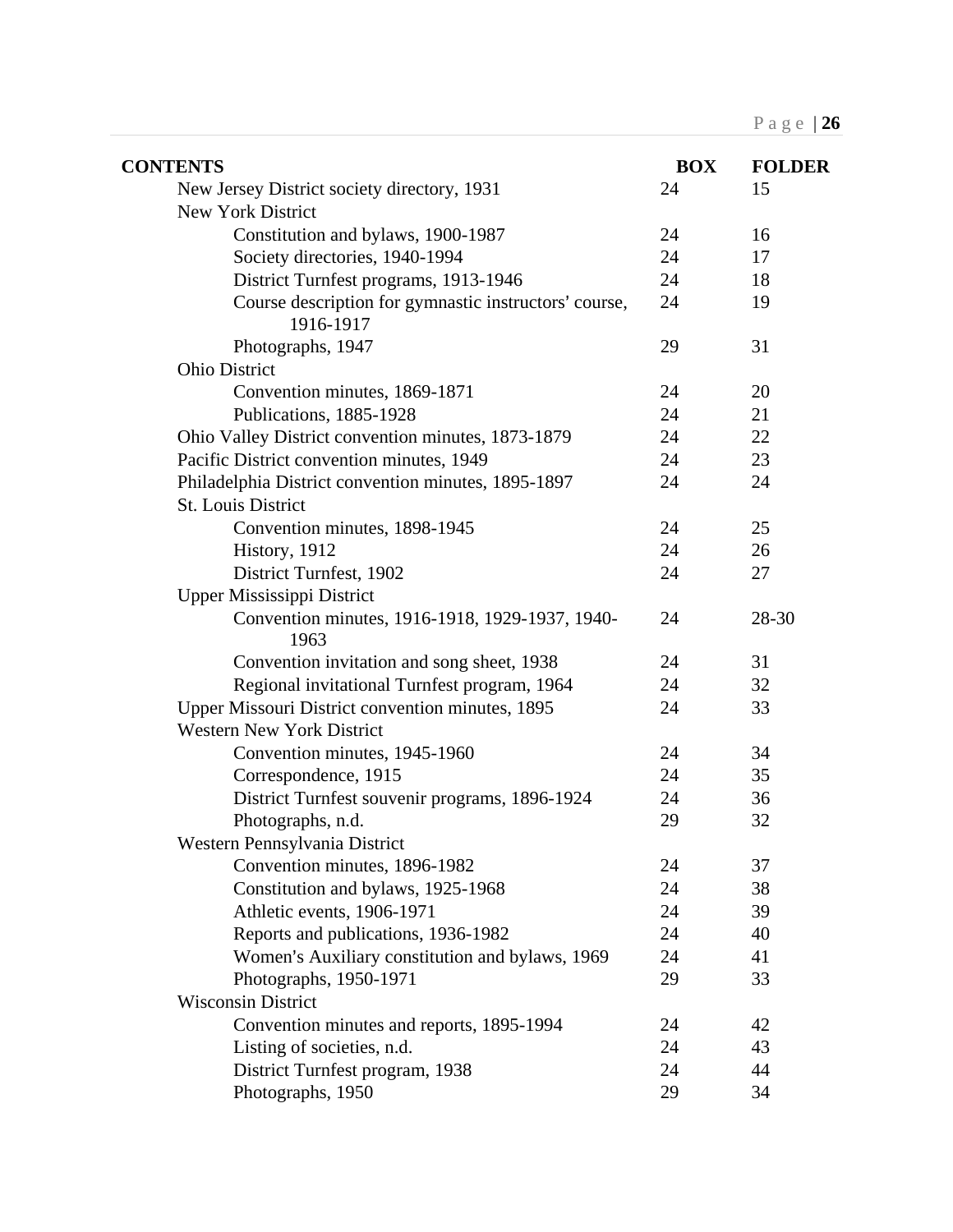| CONTENTS | BOX | FOLDER |
|---|---|---|
| New Jersey District society directory, 1931 | 24 | 15 |
| New York District | | |
| Constitution and bylaws, 1900-1987 | 24 | 16 |
| Society directories, 1940-1994 | 24 | 17 |
| District Turnfest programs, 1913-1946 | 24 | 18 |
| Course description for gymnastic instructors' course, 1916-1917 | 24 | 19 |
| Photographs, 1947 | 29 | 31 |
| Ohio District | | |
| Convention minutes, 1869-1871 | 24 | 20 |
| Publications, 1885-1928 | 24 | 21 |
| Ohio Valley District convention minutes, 1873-1879 | 24 | 22 |
| Pacific District convention minutes, 1949 | 24 | 23 |
| Philadelphia District convention minutes, 1895-1897 | 24 | 24 |
| St. Louis District | | |
| Convention minutes, 1898-1945 | 24 | 25 |
| History, 1912 | 24 | 26 |
| District Turnfest, 1902 | 24 | 27 |
| Upper Mississippi District | | |
| Convention minutes, 1916-1918, 1929-1937, 1940-1963 | 24 | 28-30 |
| Convention invitation and song sheet, 1938 | 24 | 31 |
| Regional invitational Turnfest program, 1964 | 24 | 32 |
| Upper Missouri District convention minutes, 1895 | 24 | 33 |
| Western New York District | | |
| Convention minutes, 1945-1960 | 24 | 34 |
| Correspondence, 1915 | 24 | 35 |
| District Turnfest souvenir programs, 1896-1924 | 24 | 36 |
| Photographs, n.d. | 29 | 32 |
| Western Pennsylvania District | | |
| Convention minutes, 1896-1982 | 24 | 37 |
| Constitution and bylaws, 1925-1968 | 24 | 38 |
| Athletic events, 1906-1971 | 24 | 39 |
| Reports and publications, 1936-1982 | 24 | 40 |
| Women's Auxiliary constitution and bylaws, 1969 | 24 | 41 |
| Photographs, 1950-1971 | 29 | 33 |
| Wisconsin District | | |
| Convention minutes and reports, 1895-1994 | 24 | 42 |
| Listing of societies, n.d. | 24 | 43 |
| District Turnfest program, 1938 | 24 | 44 |
| Photographs, 1950 | 29 | 34 |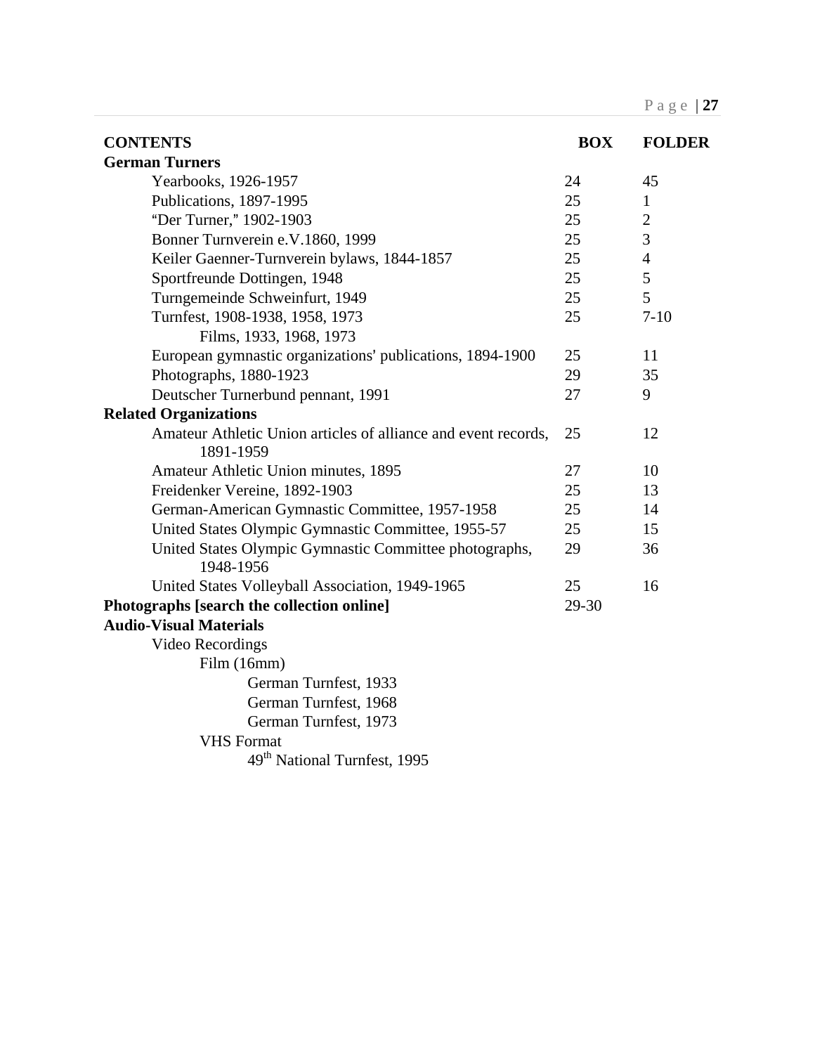| CONTENTS | BOX | FOLDER |
|---|---|---|
| **German Turners** | | |
| Yearbooks, 1926-1957 | 24 | 45 |
| Publications, 1897-1995 | 25 | 1 |
| "Der Turner," 1902-1903 | 25 | 2 |
| Bonner Turnverein e.V.1860, 1999 | 25 | 3 |
| Keiler Gaenner-Turnverein bylaws, 1844-1857 | 25 | 4 |
| Sportfreunde Dottingen, 1948 | 25 | 5 |
| Turngemeinde Schweinfurt, 1949 | 25 | 5 |
| Turnfest, 1908-1938, 1958, 1973 | 25 | 7-10 |
| Films, 1933, 1968, 1973 | | |
| European gymnastic organizations' publications, 1894-1900 | 25 | 11 |
| Photographs, 1880-1923 | 29 | 35 |
| Deutscher Turnerbund pennant, 1991 | 27 | 9 |
| **Related Organizations** | | |
| Amateur Athletic Union articles of alliance and event records, 1891-1959 | 25 | 12 |
| Amateur Athletic Union minutes, 1895 | 27 | 10 |
| Freidenker Vereine, 1892-1903 | 25 | 13 |
| German-American Gymnastic Committee, 1957-1958 | 25 | 14 |
| United States Olympic Gymnastic Committee, 1955-57 | 25 | 15 |
| United States Olympic Gymnastic Committee photographs, 1948-1956 | 29 | 36 |
| United States Volleyball Association, 1949-1965 | 25 | 16 |
| **Photographs [search the collection online]** | 29-30 | |
| **Audio-Visual Materials** | | |
| Video Recordings | | |
| Film (16mm) | | |
| German Turnfest, 1933 | | |
| German Turnfest, 1968 | | |
| German Turnfest, 1973 | | |
| VHS Format | | |
| 49th National Turnfest, 1995 | | |